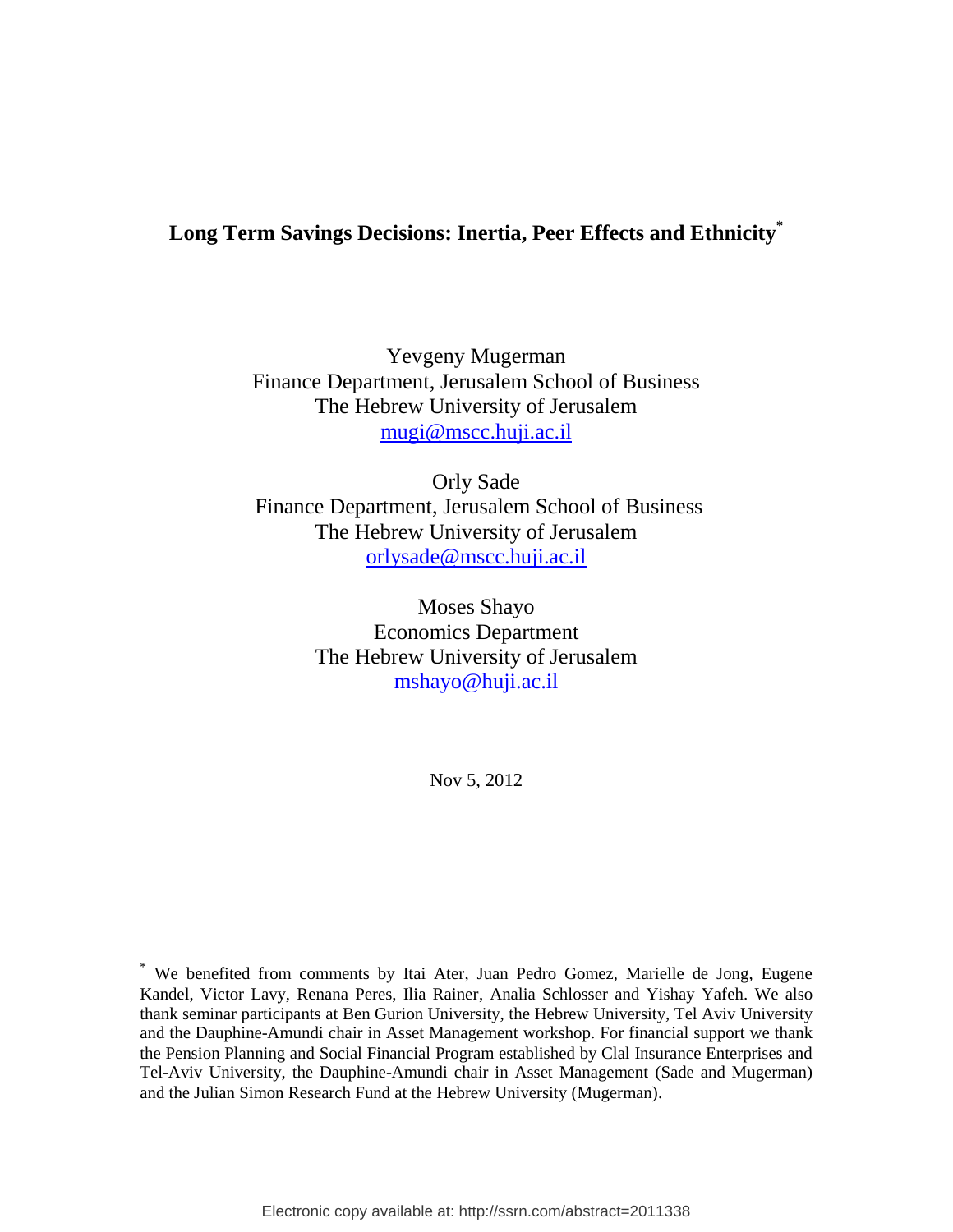# Long Term Savings Decisions: Inertia, Peer Effects and Ethnicity[*]

Yevgeny Mugerman
Finance Department, Jerusalem School of Business
The Hebrew University of Jerusalem
mugi@mscc.huji.ac.il

Orly Sade
Finance Department, Jerusalem School of Business
The Hebrew University of Jerusalem
orlysade@mscc.huji.ac.il

Moses Shayo
Economics Department
The Hebrew University of Jerusalem
mshayo@huji.ac.il

Nov 5, 2012

[*] We benefited from comments by Itai Ater, Juan Pedro Gomez, Marielle de Jong, Eugene Kandel, Victor Lavy, Renana Peres, Ilia Rainer, Analia Schlosser and Yishay Yafeh. We also thank seminar participants at Ben Gurion University, the Hebrew University, Tel Aviv University and the Dauphine-Amundi chair in Asset Management workshop. For financial support we thank the Pension Planning and Social Financial Program established by Clal Insurance Enterprises and Tel-Aviv University, the Dauphine-Amundi chair in Asset Management (Sade and Mugerman) and the Julian Simon Research Fund at the Hebrew University (Mugerman).

Electronic copy available at: http://ssrn.com/abstract=2011338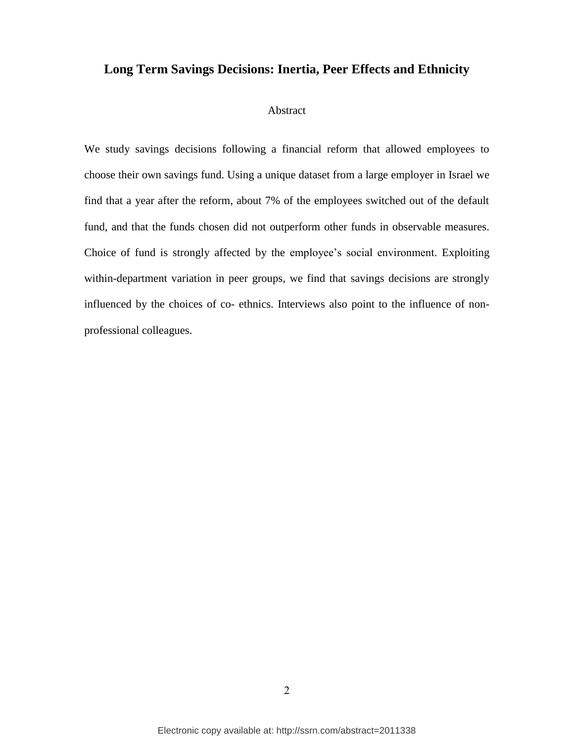# Long Term Savings Decisions: Inertia, Peer Effects and Ethnicity

## Abstract

We study savings decisions following a financial reform that allowed employees to choose their own savings fund. Using a unique dataset from a large employer in Israel we find that a year after the reform, about 7% of the employees switched out of the default fund, and that the funds chosen did not outperform other funds in observable measures. Choice of fund is strongly affected by the employee's social environment. Exploiting within-department variation in peer groups, we find that savings decisions are strongly influenced by the choices of co- ethnics. Interviews also point to the influence of non-professional colleagues.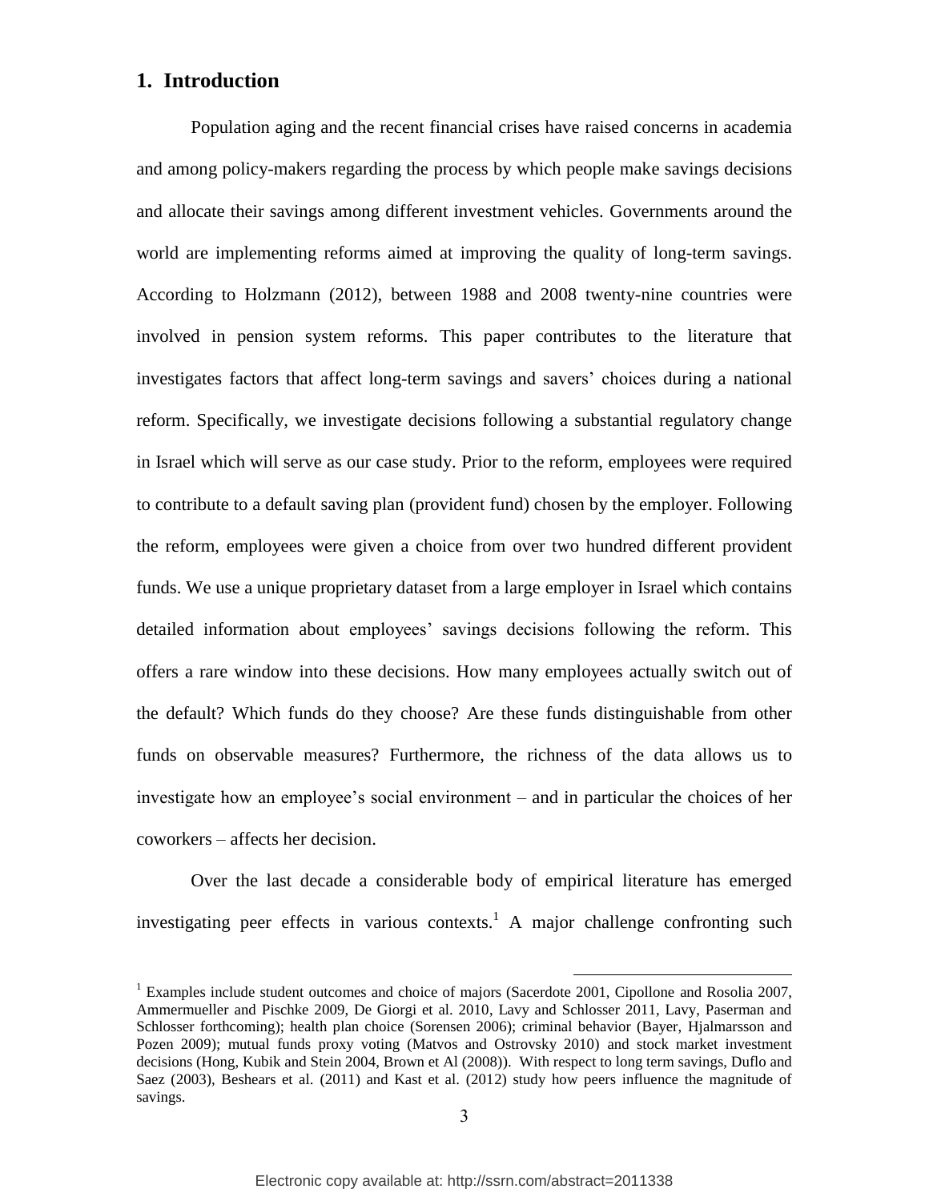## 1. Introduction

Population aging and the recent financial crises have raised concerns in academia and among policy-makers regarding the process by which people make savings decisions and allocate their savings among different investment vehicles. Governments around the world are implementing reforms aimed at improving the quality of long-term savings. According to Holzmann (2012), between 1988 and 2008 twenty-nine countries were involved in pension system reforms. This paper contributes to the literature that investigates factors that affect long-term savings and savers' choices during a national reform. Specifically, we investigate decisions following a substantial regulatory change in Israel which will serve as our case study. Prior to the reform, employees were required to contribute to a default saving plan (provident fund) chosen by the employer. Following the reform, employees were given a choice from over two hundred different provident funds. We use a unique proprietary dataset from a large employer in Israel which contains detailed information about employees' savings decisions following the reform. This offers a rare window into these decisions. How many employees actually switch out of the default? Which funds do they choose? Are these funds distinguishable from other funds on observable measures? Furthermore, the richness of the data allows us to investigate how an employee's social environment – and in particular the choices of her coworkers – affects her decision.

Over the last decade a considerable body of empirical literature has emerged investigating peer effects in various contexts.[1] A major challenge confronting such

[1] Examples include student outcomes and choice of majors (Sacerdote 2001, Cipollone and Rosolia 2007, Ammermueller and Pischke 2009, De Giorgi et al. 2010, Lavy and Schlosser 2011, Lavy, Paserman and Schlosser forthcoming); health plan choice (Sorensen 2006); criminal behavior (Bayer, Hjalmarsson and Pozen 2009); mutual funds proxy voting (Matvos and Ostrovsky 2010) and stock market investment decisions (Hong, Kubik and Stein 2004, Brown et Al (2008)). With respect to long term savings, Duflo and Saez (2003), Beshears et al. (2011) and Kast et al. (2012) study how peers influence the magnitude of savings.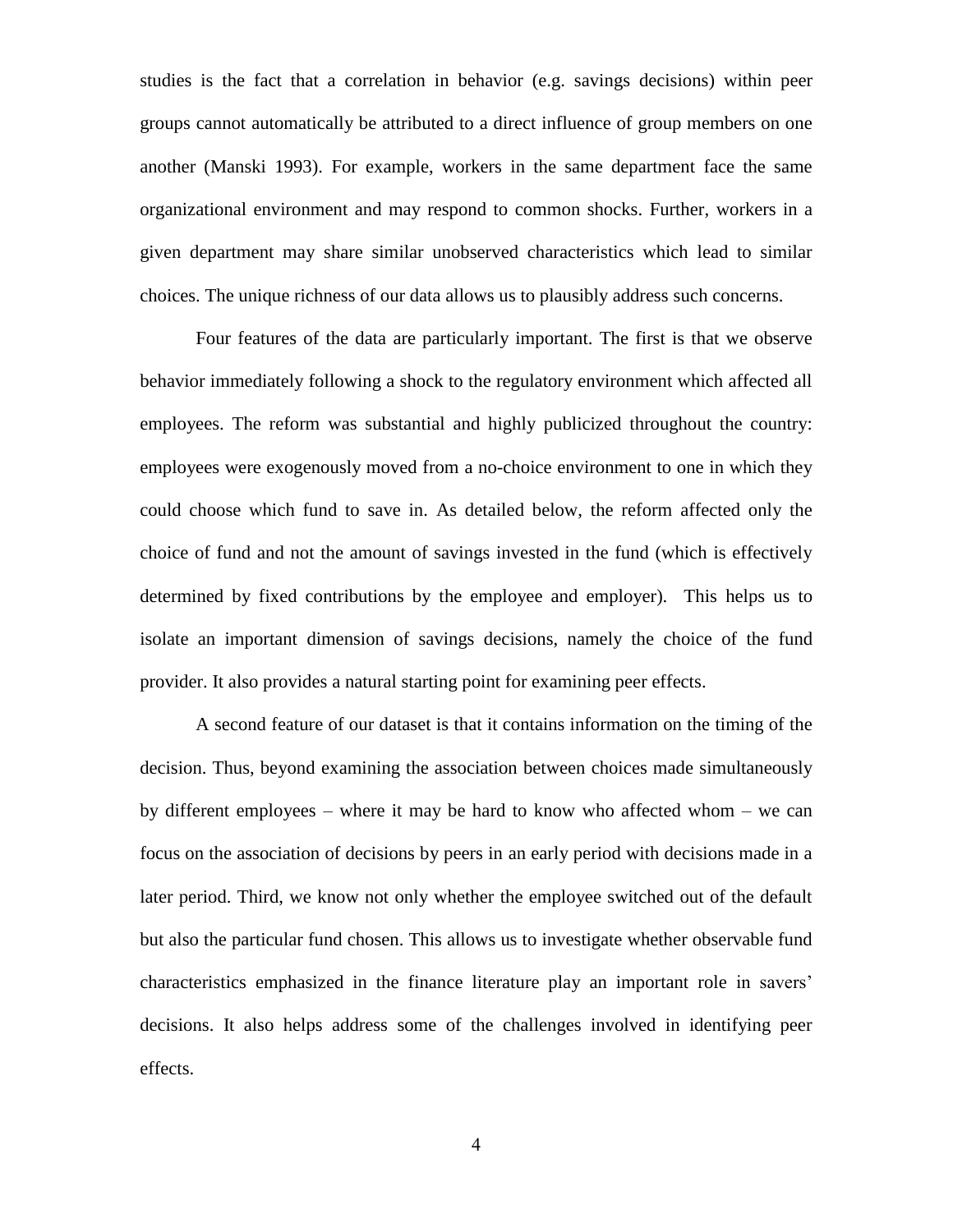studies is the fact that a correlation in behavior (e.g. savings decisions) within peer groups cannot automatically be attributed to a direct influence of group members on one another (Manski 1993). For example, workers in the same department face the same organizational environment and may respond to common shocks. Further, workers in a given department may share similar unobserved characteristics which lead to similar choices. The unique richness of our data allows us to plausibly address such concerns.

Four features of the data are particularly important. The first is that we observe behavior immediately following a shock to the regulatory environment which affected all employees. The reform was substantial and highly publicized throughout the country: employees were exogenously moved from a no-choice environment to one in which they could choose which fund to save in. As detailed below, the reform affected only the choice of fund and not the amount of savings invested in the fund (which is effectively determined by fixed contributions by the employee and employer). This helps us to isolate an important dimension of savings decisions, namely the choice of the fund provider. It also provides a natural starting point for examining peer effects.

A second feature of our dataset is that it contains information on the timing of the decision. Thus, beyond examining the association between choices made simultaneously by different employees – where it may be hard to know who affected whom – we can focus on the association of decisions by peers in an early period with decisions made in a later period. Third, we know not only whether the employee switched out of the default but also the particular fund chosen. This allows us to investigate whether observable fund characteristics emphasized in the finance literature play an important role in savers' decisions. It also helps address some of the challenges involved in identifying peer effects.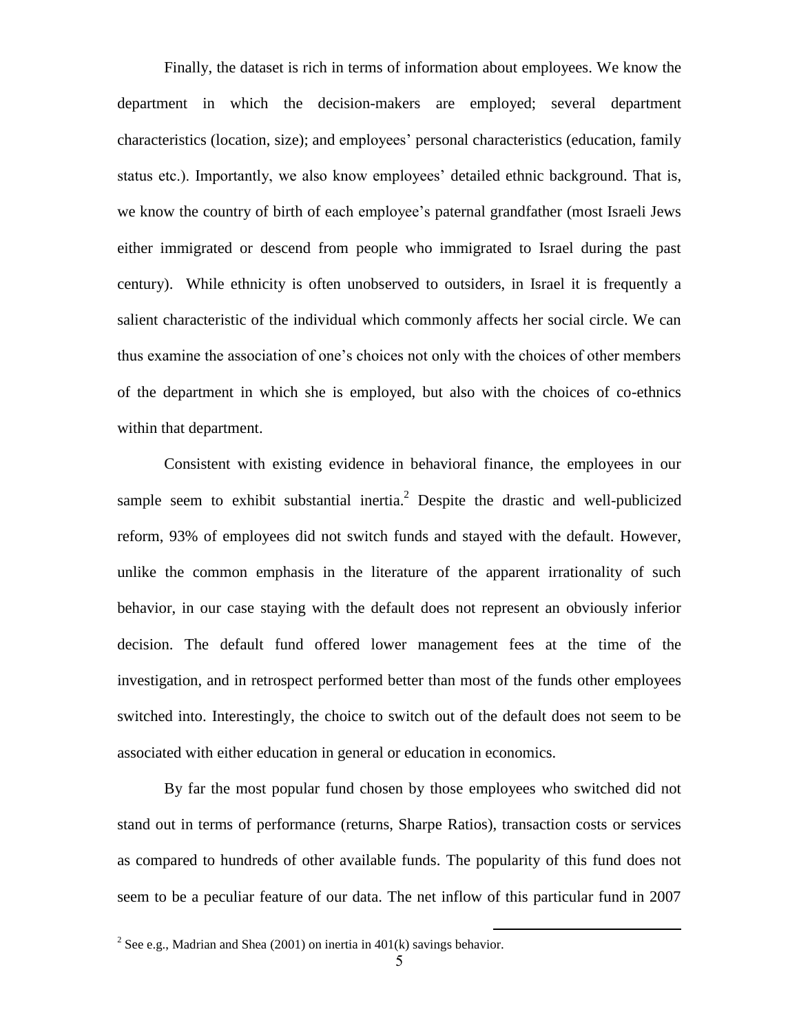Finally, the dataset is rich in terms of information about employees. We know the department in which the decision-makers are employed; several department characteristics (location, size); and employees' personal characteristics (education, family status etc.). Importantly, we also know employees' detailed ethnic background. That is, we know the country of birth of each employee's paternal grandfather (most Israeli Jews either immigrated or descend from people who immigrated to Israel during the past century). While ethnicity is often unobserved to outsiders, in Israel it is frequently a salient characteristic of the individual which commonly affects her social circle. We can thus examine the association of one's choices not only with the choices of other members of the department in which she is employed, but also with the choices of co-ethnics within that department.

Consistent with existing evidence in behavioral finance, the employees in our sample seem to exhibit substantial inertia.[2] Despite the drastic and well-publicized reform, 93% of employees did not switch funds and stayed with the default. However, unlike the common emphasis in the literature of the apparent irrationality of such behavior, in our case staying with the default does not represent an obviously inferior decision. The default fund offered lower management fees at the time of the investigation, and in retrospect performed better than most of the funds other employees switched into. Interestingly, the choice to switch out of the default does not seem to be associated with either education in general or education in economics.

By far the most popular fund chosen by those employees who switched did not stand out in terms of performance (returns, Sharpe Ratios), transaction costs or services as compared to hundreds of other available funds. The popularity of this fund does not seem to be a peculiar feature of our data. The net inflow of this particular fund in 2007

[2] See e.g., Madrian and Shea (2001) on inertia in 401(k) savings behavior.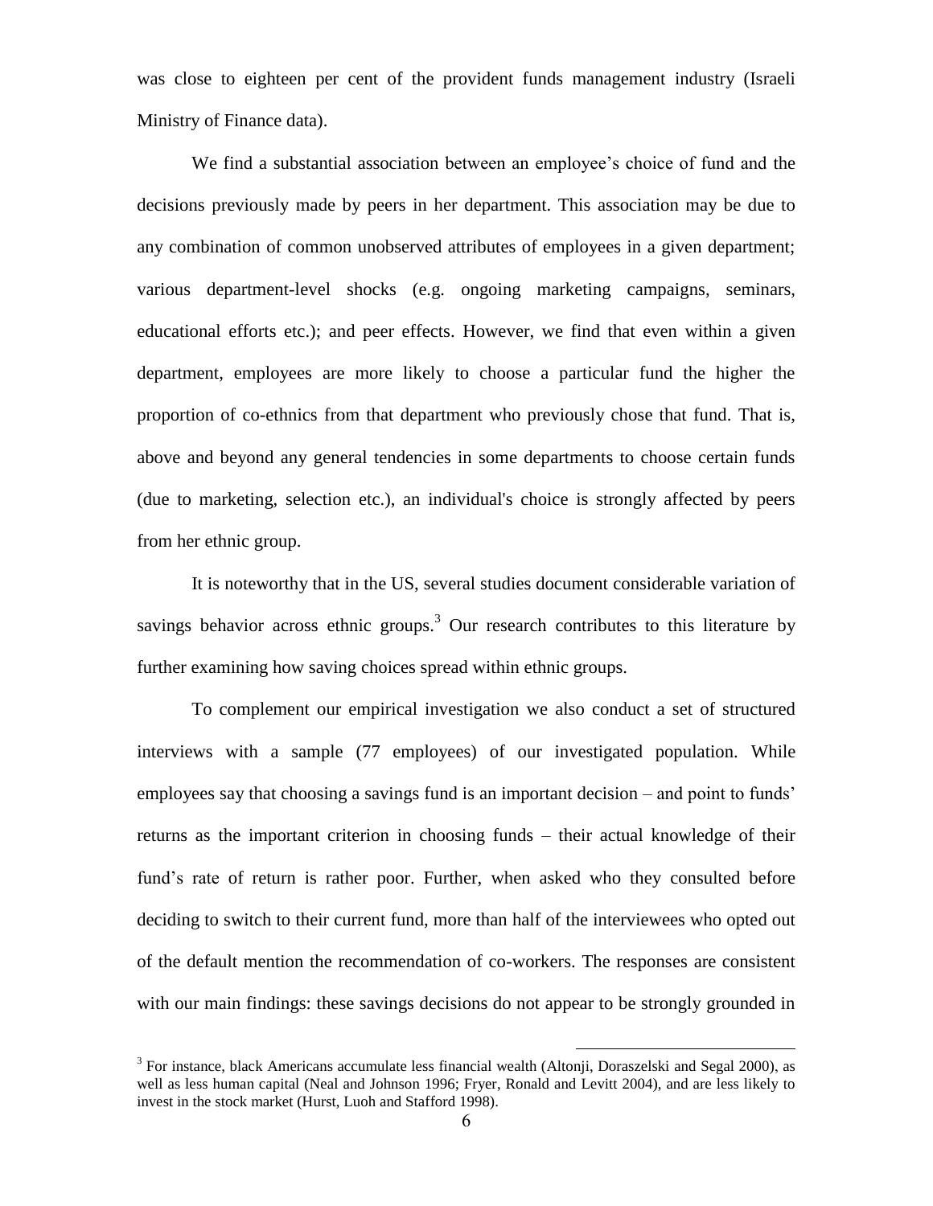was close to eighteen per cent of the provident funds management industry (Israeli Ministry of Finance data).

We find a substantial association between an employee's choice of fund and the decisions previously made by peers in her department. This association may be due to any combination of common unobserved attributes of employees in a given department; various department-level shocks (e.g. ongoing marketing campaigns, seminars, educational efforts etc.); and peer effects. However, we find that even within a given department, employees are more likely to choose a particular fund the higher the proportion of co-ethnics from that department who previously chose that fund. That is, above and beyond any general tendencies in some departments to choose certain funds (due to marketing, selection etc.), an individual's choice is strongly affected by peers from her ethnic group.

It is noteworthy that in the US, several studies document considerable variation of savings behavior across ethnic groups.[3] Our research contributes to this literature by further examining how saving choices spread within ethnic groups.

To complement our empirical investigation we also conduct a set of structured interviews with a sample (77 employees) of our investigated population. While employees say that choosing a savings fund is an important decision – and point to funds' returns as the important criterion in choosing funds – their actual knowledge of their fund's rate of return is rather poor. Further, when asked who they consulted before deciding to switch to their current fund, more than half of the interviewees who opted out of the default mention the recommendation of co-workers. The responses are consistent with our main findings: these savings decisions do not appear to be strongly grounded in

[3] For instance, black Americans accumulate less financial wealth (Altonji, Doraszelski and Segal 2000), as well as less human capital (Neal and Johnson 1996; Fryer, Ronald and Levitt 2004), and are less likely to invest in the stock market (Hurst, Luoh and Stafford 1998).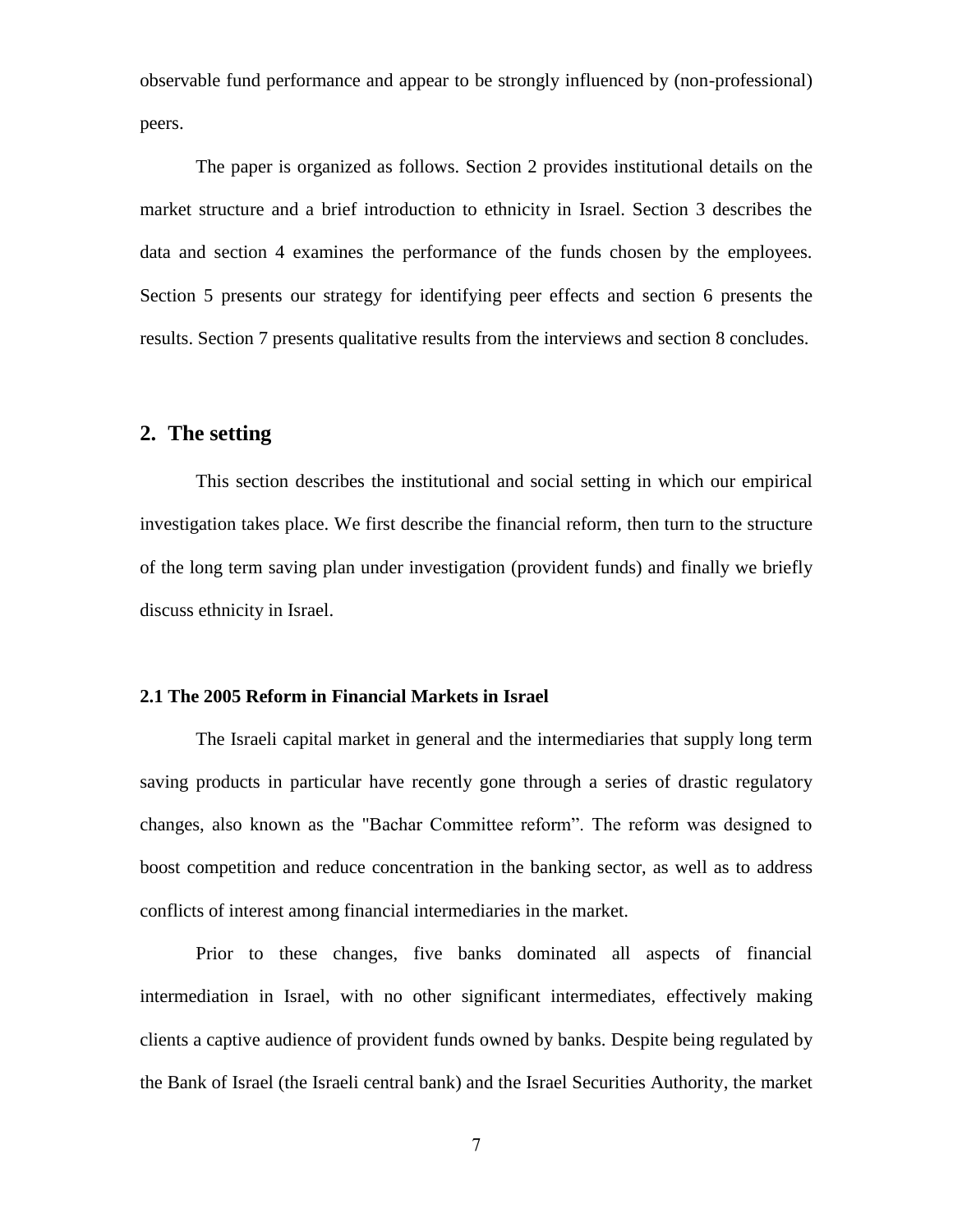observable fund performance and appear to be strongly influenced by (non-professional) peers.

The paper is organized as follows. Section 2 provides institutional details on the market structure and a brief introduction to ethnicity in Israel. Section 3 describes the data and section 4 examines the performance of the funds chosen by the employees. Section 5 presents our strategy for identifying peer effects and section 6 presents the results. Section 7 presents qualitative results from the interviews and section 8 concludes.

## 2. The setting

This section describes the institutional and social setting in which our empirical investigation takes place. We first describe the financial reform, then turn to the structure of the long term saving plan under investigation (provident funds) and finally we briefly discuss ethnicity in Israel.

### 2.1 The 2005 Reform in Financial Markets in Israel

The Israeli capital market in general and the intermediaries that supply long term saving products in particular have recently gone through a series of drastic regulatory changes, also known as the "Bachar Committee reform". The reform was designed to boost competition and reduce concentration in the banking sector, as well as to address conflicts of interest among financial intermediaries in the market.

Prior to these changes, five banks dominated all aspects of financial intermediation in Israel, with no other significant intermediates, effectively making clients a captive audience of provident funds owned by banks. Despite being regulated by the Bank of Israel (the Israeli central bank) and the Israel Securities Authority, the market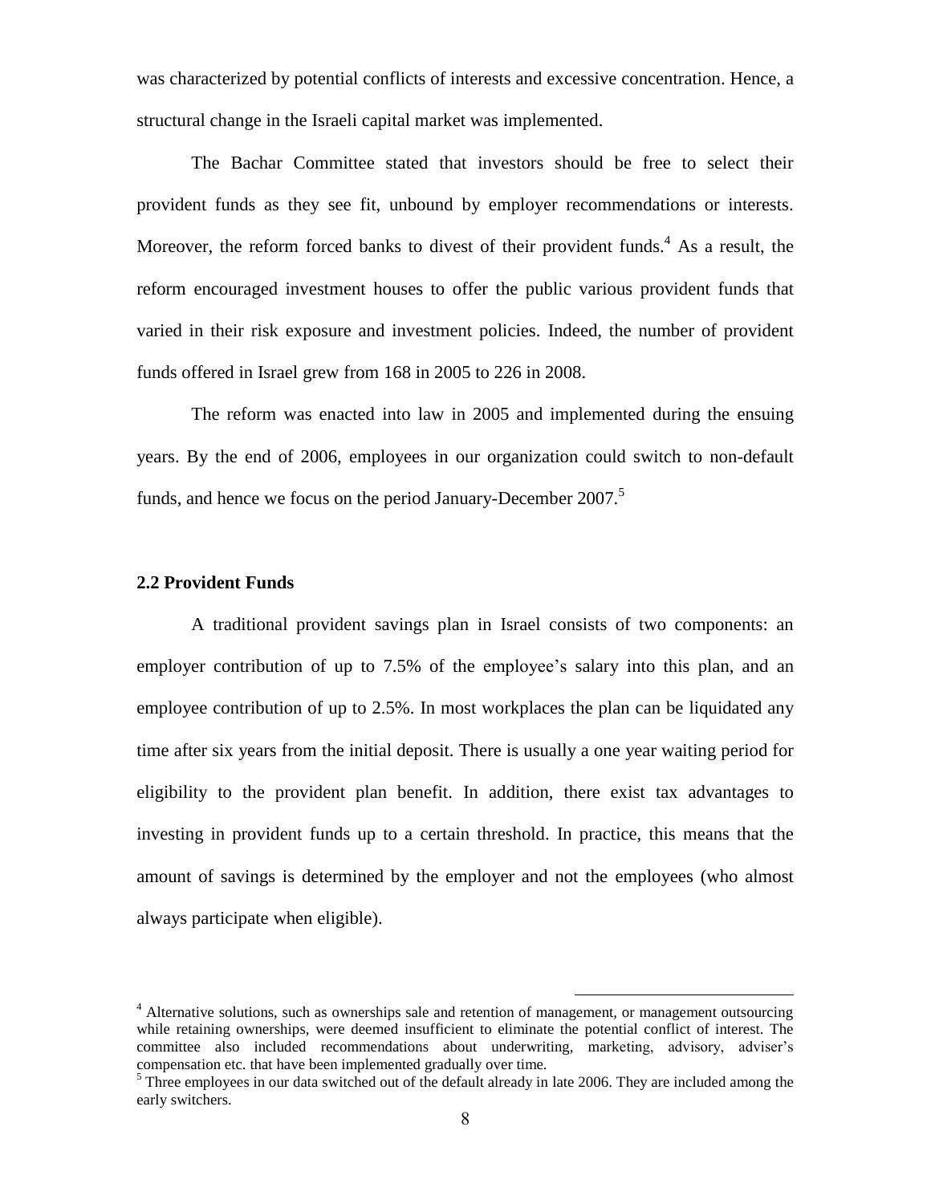was characterized by potential conflicts of interests and excessive concentration. Hence, a structural change in the Israeli capital market was implemented.

The Bachar Committee stated that investors should be free to select their provident funds as they see fit, unbound by employer recommendations or interests. Moreover, the reform forced banks to divest of their provident funds.[4] As a result, the reform encouraged investment houses to offer the public various provident funds that varied in their risk exposure and investment policies. Indeed, the number of provident funds offered in Israel grew from 168 in 2005 to 226 in 2008.

The reform was enacted into law in 2005 and implemented during the ensuing years. By the end of 2006, employees in our organization could switch to non-default funds, and hence we focus on the period January-December 2007.[5]

### 2.2 Provident Funds

A traditional provident savings plan in Israel consists of two components: an employer contribution of up to 7.5% of the employee's salary into this plan, and an employee contribution of up to 2.5%. In most workplaces the plan can be liquidated any time after six years from the initial deposit. There is usually a one year waiting period for eligibility to the provident plan benefit. In addition, there exist tax advantages to investing in provident funds up to a certain threshold. In practice, this means that the amount of savings is determined by the employer and not the employees (who almost always participate when eligible).

---

[4] Alternative solutions, such as ownerships sale and retention of management, or management outsourcing while retaining ownerships, were deemed insufficient to eliminate the potential conflict of interest. The committee also included recommendations about underwriting, marketing, advisory, adviser's compensation etc. that have been implemented gradually over time.

[5] Three employees in our data switched out of the default already in late 2006. They are included among the early switchers.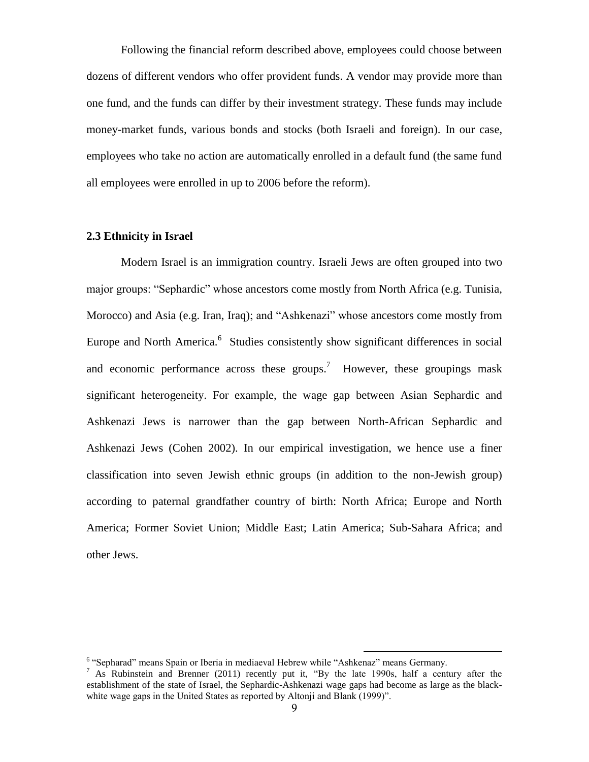Following the financial reform described above, employees could choose between dozens of different vendors who offer provident funds. A vendor may provide more than one fund, and the funds can differ by their investment strategy. These funds may include money-market funds, various bonds and stocks (both Israeli and foreign). In our case, employees who take no action are automatically enrolled in a default fund (the same fund all employees were enrolled in up to 2006 before the reform).

### 2.3 Ethnicity in Israel

Modern Israel is an immigration country. Israeli Jews are often grouped into two major groups: "Sephardic" whose ancestors come mostly from North Africa (e.g. Tunisia, Morocco) and Asia (e.g. Iran, Iraq); and "Ashkenazi" whose ancestors come mostly from Europe and North America.[6] Studies consistently show significant differences in social and economic performance across these groups.[7] However, these groupings mask significant heterogeneity. For example, the wage gap between Asian Sephardic and Ashkenazi Jews is narrower than the gap between North-African Sephardic and Ashkenazi Jews (Cohen 2002). In our empirical investigation, we hence use a finer classification into seven Jewish ethnic groups (in addition to the non-Jewish group) according to paternal grandfather country of birth: North Africa; Europe and North America; Former Soviet Union; Middle East; Latin America; Sub-Sahara Africa; and other Jews.

---

[6] "Sepharad" means Spain or Iberia in mediaeval Hebrew while "Ashkenaz" means Germany.

[7] As Rubinstein and Brenner (2011) recently put it, "By the late 1990s, half a century after the establishment of the state of Israel, the Sephardic-Ashkenazi wage gaps had become as large as the black-white wage gaps in the United States as reported by Altonji and Blank (1999)".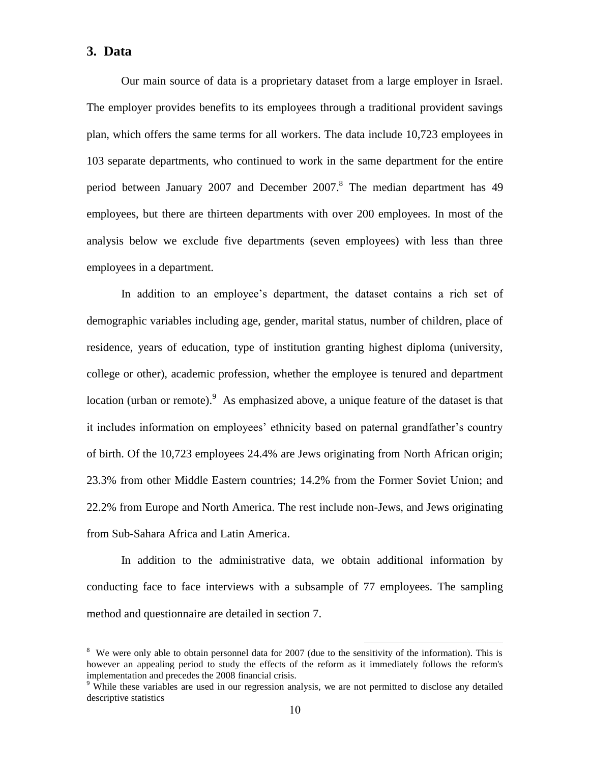## 3. Data

Our main source of data is a proprietary dataset from a large employer in Israel. The employer provides benefits to its employees through a traditional provident savings plan, which offers the same terms for all workers. The data include 10,723 employees in 103 separate departments, who continued to work in the same department for the entire period between January 2007 and December 2007.[8] The median department has 49 employees, but there are thirteen departments with over 200 employees. In most of the analysis below we exclude five departments (seven employees) with less than three employees in a department.

In addition to an employee's department, the dataset contains a rich set of demographic variables including age, gender, marital status, number of children, place of residence, years of education, type of institution granting highest diploma (university, college or other), academic profession, whether the employee is tenured and department location (urban or remote).[9] As emphasized above, a unique feature of the dataset is that it includes information on employees' ethnicity based on paternal grandfather's country of birth. Of the 10,723 employees 24.4% are Jews originating from North African origin; 23.3% from other Middle Eastern countries; 14.2% from the Former Soviet Union; and 22.2% from Europe and North America. The rest include non-Jews, and Jews originating from Sub-Sahara Africa and Latin America.

In addition to the administrative data, we obtain additional information by conducting face to face interviews with a subsample of 77 employees. The sampling method and questionnaire are detailed in section 7.

---

[8] We were only able to obtain personnel data for 2007 (due to the sensitivity of the information). This is however an appealing period to study the effects of the reform as it immediately follows the reform's implementation and precedes the 2008 financial crisis.

[9] While these variables are used in our regression analysis, we are not permitted to disclose any detailed descriptive statistics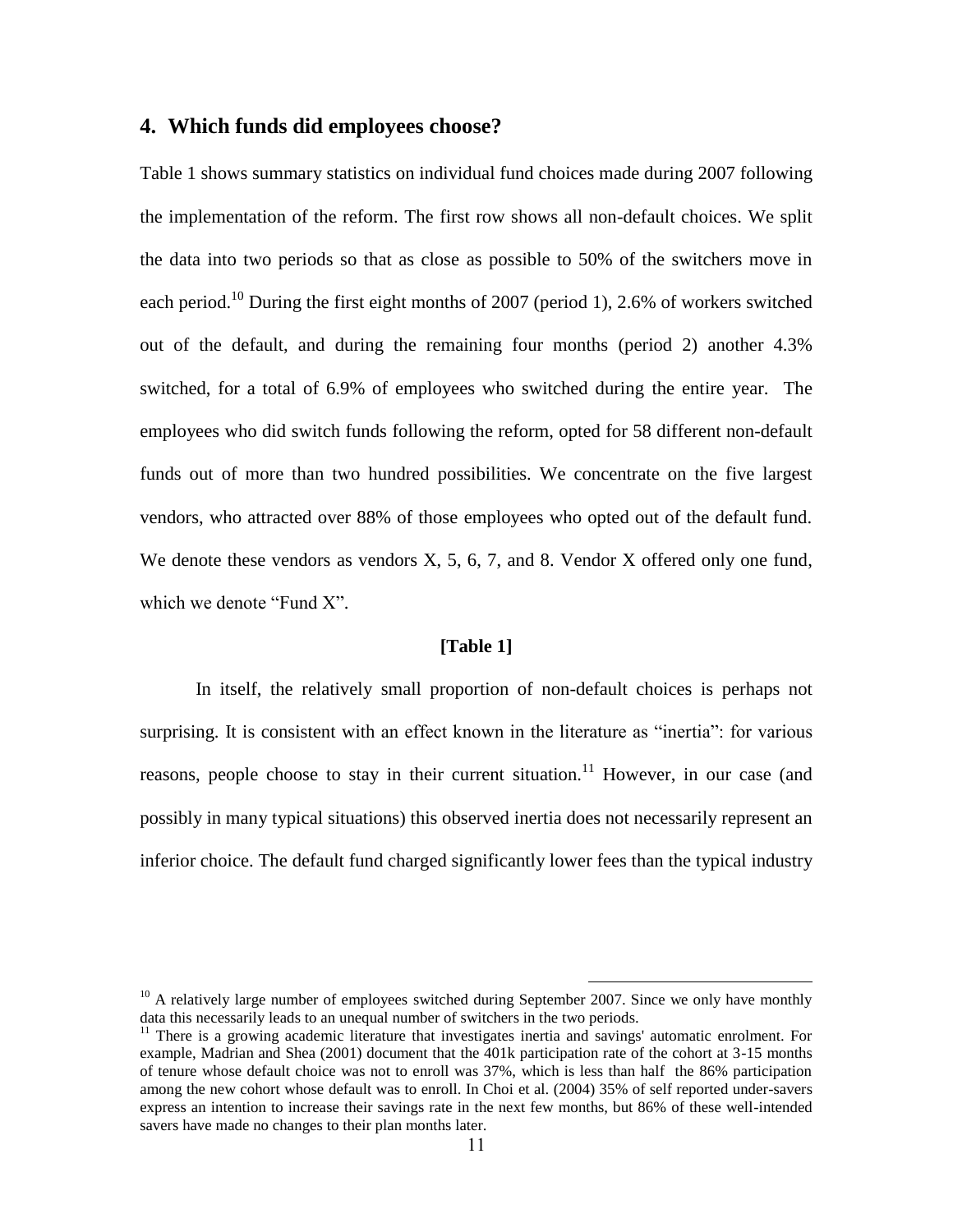## 4. Which funds did employees choose?

Table 1 shows summary statistics on individual fund choices made during 2007 following the implementation of the reform. The first row shows all non-default choices. We split the data into two periods so that as close as possible to 50% of the switchers move in each period.[10] During the first eight months of 2007 (period 1), 2.6% of workers switched out of the default, and during the remaining four months (period 2) another 4.3% switched, for a total of 6.9% of employees who switched during the entire year. The employees who did switch funds following the reform, opted for 58 different non-default funds out of more than two hundred possibilities. We concentrate on the five largest vendors, who attracted over 88% of those employees who opted out of the default fund. We denote these vendors as vendors X, 5, 6, 7, and 8. Vendor X offered only one fund, which we denote "Fund X".

**[Table 1]**

In itself, the relatively small proportion of non-default choices is perhaps not surprising. It is consistent with an effect known in the literature as "inertia": for various reasons, people choose to stay in their current situation.[11] However, in our case (and possibly in many typical situations) this observed inertia does not necessarily represent an inferior choice. The default fund charged significantly lower fees than the typical industry

---

[10] A relatively large number of employees switched during September 2007. Since we only have monthly data this necessarily leads to an unequal number of switchers in the two periods.

[11] There is a growing academic literature that investigates inertia and savings' automatic enrolment. For example, Madrian and Shea (2001) document that the 401k participation rate of the cohort at 3-15 months of tenure whose default choice was not to enroll was 37%, which is less than half the 86% participation among the new cohort whose default was to enroll. In Choi et al. (2004) 35% of self reported under-savers express an intention to increase their savings rate in the next few months, but 86% of these well-intended savers have made no changes to their plan months later.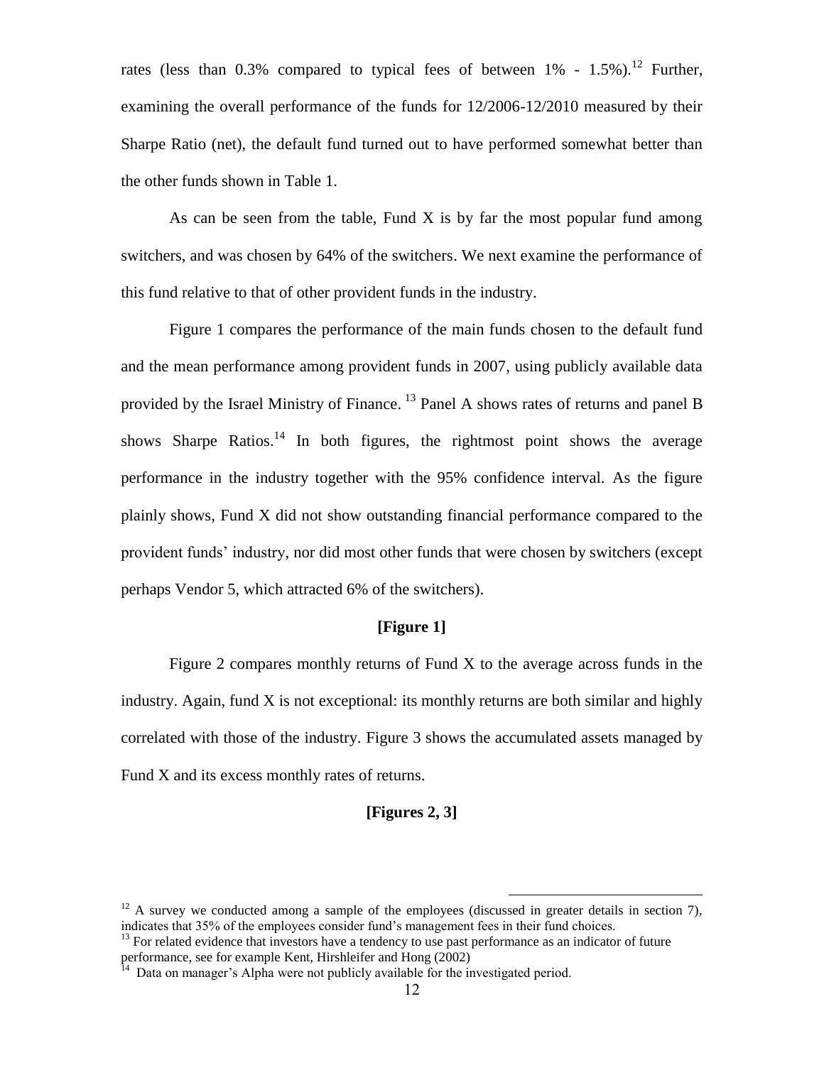rates (less than 0.3% compared to typical fees of between 1% - 1.5%).[12] Further, examining the overall performance of the funds for 12/2006-12/2010 measured by their Sharpe Ratio (net), the default fund turned out to have performed somewhat better than the other funds shown in Table 1.

As can be seen from the table, Fund X is by far the most popular fund among switchers, and was chosen by 64% of the switchers. We next examine the performance of this fund relative to that of other provident funds in the industry.

Figure 1 compares the performance of the main funds chosen to the default fund and the mean performance among provident funds in 2007, using publicly available data provided by the Israel Ministry of Finance. [13] Panel A shows rates of returns and panel B shows Sharpe Ratios.[14] In both figures, the rightmost point shows the average performance in the industry together with the 95% confidence interval. As the figure plainly shows, Fund X did not show outstanding financial performance compared to the provident funds' industry, nor did most other funds that were chosen by switchers (except perhaps Vendor 5, which attracted 6% of the switchers).

**[Figure 1]**

Figure 2 compares monthly returns of Fund X to the average across funds in the industry. Again, fund X is not exceptional: its monthly returns are both similar and highly correlated with those of the industry. Figure 3 shows the accumulated assets managed by Fund X and its excess monthly rates of returns.

**[Figures 2, 3]**

---

[12] A survey we conducted among a sample of the employees (discussed in greater details in section 7), indicates that 35% of the employees consider fund's management fees in their fund choices.

[13] For related evidence that investors have a tendency to use past performance as an indicator of future performance, see for example Kent, Hirshleifer and Hong (2002)

[14] Data on manager's Alpha were not publicly available for the investigated period.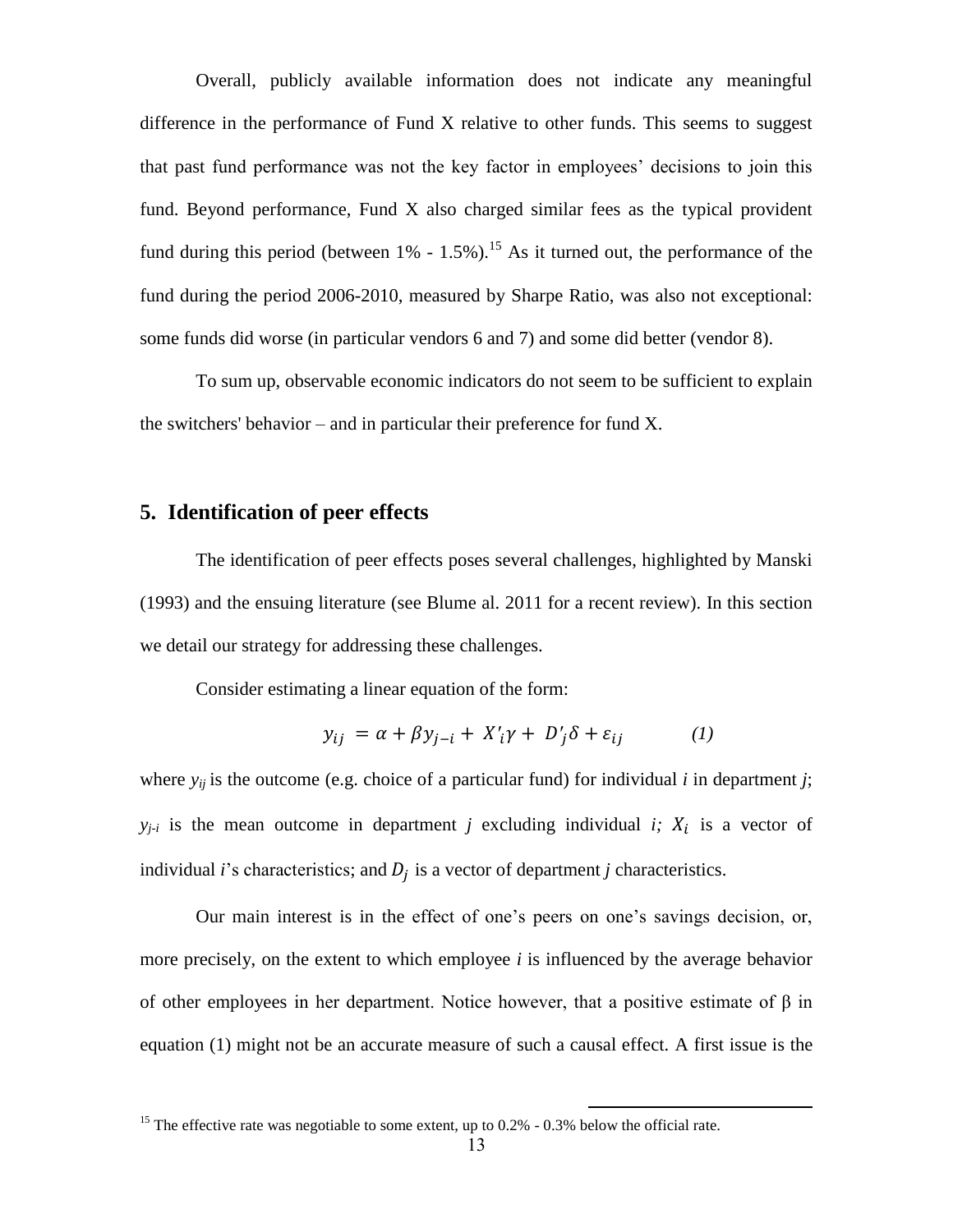Overall, publicly available information does not indicate any meaningful difference in the performance of Fund X relative to other funds. This seems to suggest that past fund performance was not the key factor in employees' decisions to join this fund. Beyond performance, Fund X also charged similar fees as the typical provident fund during this period (between 1% - 1.5%).[15] As it turned out, the performance of the fund during the period 2006-2010, measured by Sharpe Ratio, was also not exceptional: some funds did worse (in particular vendors 6 and 7) and some did better (vendor 8).

To sum up, observable economic indicators do not seem to be sufficient to explain the switchers' behavior – and in particular their preference for fund X.

## 5. Identification of peer effects

The identification of peer effects poses several challenges, highlighted by Manski (1993) and the ensuing literature (see Blume al. 2011 for a recent review). In this section we detail our strategy for addressing these challenges.

Consider estimating a linear equation of the form:

$$y_{ij} = \alpha + \beta y_{j-i} + X'_i\gamma + D'_j\delta + \varepsilon_{ij} \qquad (1)$$

where $y_{ij}$ is the outcome (e.g. choice of a particular fund) for individual *i* in department *j*; $y_{j-i}$ is the mean outcome in department *j* excluding individual *i*; $X_i$ is a vector of individual *i*'s characteristics; and $D_j$ is a vector of department *j* characteristics.

Our main interest is in the effect of one's peers on one's savings decision, or, more precisely, on the extent to which employee *i* is influenced by the average behavior of other employees in her department. Notice however, that a positive estimate of β in equation (1) might not be an accurate measure of such a causal effect. A first issue is the

[15] The effective rate was negotiable to some extent, up to 0.2% - 0.3% below the official rate.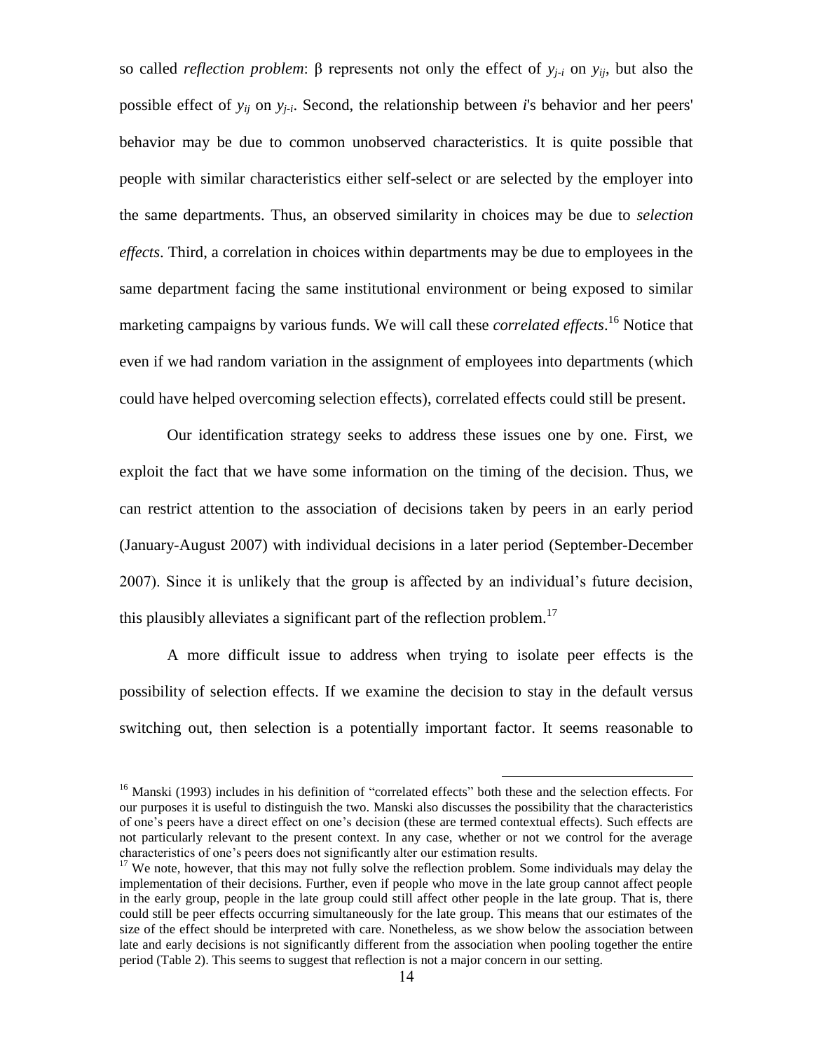so called *reflection problem*: β represents not only the effect of $y_{j\text{-}i}$ on $y_{ij}$, but also the possible effect of $y_{ij}$ on $y_{j\text{-}i}$. Second, the relationship between *i*'s behavior and her peers' behavior may be due to common unobserved characteristics. It is quite possible that people with similar characteristics either self-select or are selected by the employer into the same departments. Thus, an observed similarity in choices may be due to *selection effects*. Third, a correlation in choices within departments may be due to employees in the same department facing the same institutional environment or being exposed to similar marketing campaigns by various funds. We will call these *correlated effects*.[16] Notice that even if we had random variation in the assignment of employees into departments (which could have helped overcoming selection effects), correlated effects could still be present.

Our identification strategy seeks to address these issues one by one. First, we exploit the fact that we have some information on the timing of the decision. Thus, we can restrict attention to the association of decisions taken by peers in an early period (January-August 2007) with individual decisions in a later period (September-December 2007). Since it is unlikely that the group is affected by an individual's future decision, this plausibly alleviates a significant part of the reflection problem.[17]

A more difficult issue to address when trying to isolate peer effects is the possibility of selection effects. If we examine the decision to stay in the default versus switching out, then selection is a potentially important factor. It seems reasonable to

---

[16] Manski (1993) includes in his definition of "correlated effects" both these and the selection effects. For our purposes it is useful to distinguish the two. Manski also discusses the possibility that the characteristics of one's peers have a direct effect on one's decision (these are termed contextual effects). Such effects are not particularly relevant to the present context. In any case, whether or not we control for the average characteristics of one's peers does not significantly alter our estimation results.

[17] We note, however, that this may not fully solve the reflection problem. Some individuals may delay the implementation of their decisions. Further, even if people who move in the late group cannot affect people in the early group, people in the late group could still affect other people in the late group. That is, there could still be peer effects occurring simultaneously for the late group. This means that our estimates of the size of the effect should be interpreted with care. Nonetheless, as we show below the association between late and early decisions is not significantly different from the association when pooling together the entire period (Table 2). This seems to suggest that reflection is not a major concern in our setting.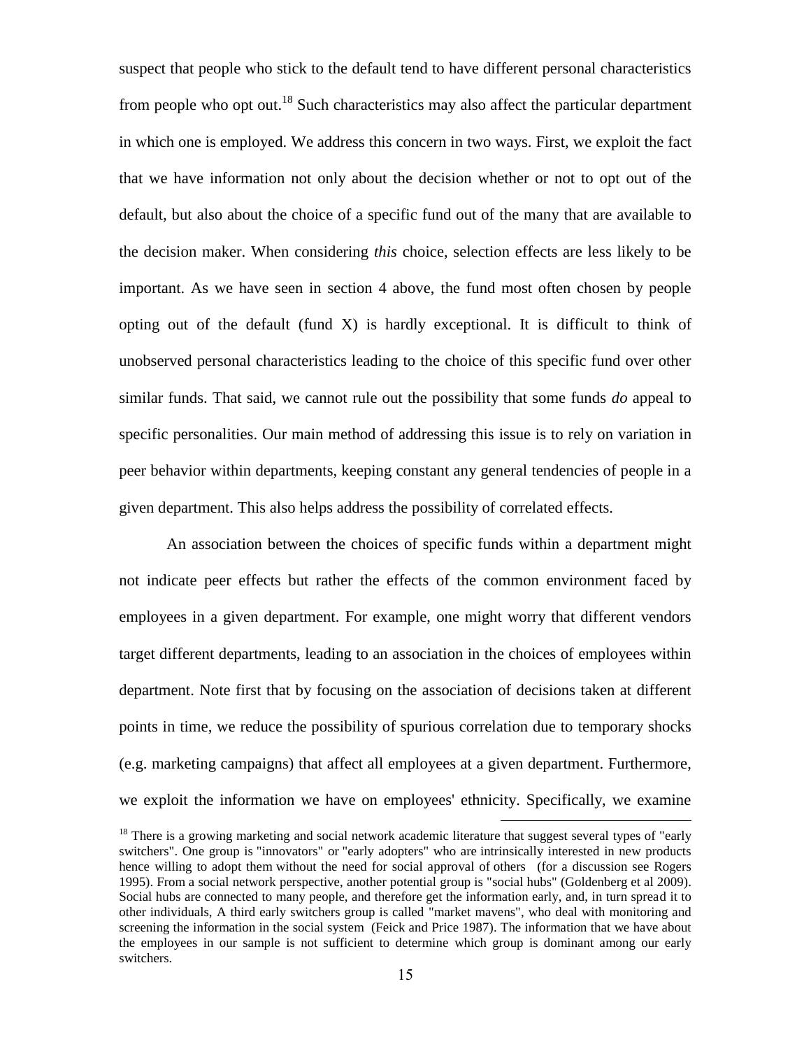suspect that people who stick to the default tend to have different personal characteristics from people who opt out.[18] Such characteristics may also affect the particular department in which one is employed. We address this concern in two ways. First, we exploit the fact that we have information not only about the decision whether or not to opt out of the default, but also about the choice of a specific fund out of the many that are available to the decision maker. When considering *this* choice, selection effects are less likely to be important. As we have seen in section 4 above, the fund most often chosen by people opting out of the default (fund X) is hardly exceptional. It is difficult to think of unobserved personal characteristics leading to the choice of this specific fund over other similar funds. That said, we cannot rule out the possibility that some funds *do* appeal to specific personalities. Our main method of addressing this issue is to rely on variation in peer behavior within departments, keeping constant any general tendencies of people in a given department. This also helps address the possibility of correlated effects.

An association between the choices of specific funds within a department might not indicate peer effects but rather the effects of the common environment faced by employees in a given department. For example, one might worry that different vendors target different departments, leading to an association in the choices of employees within department. Note first that by focusing on the association of decisions taken at different points in time, we reduce the possibility of spurious correlation due to temporary shocks (e.g. marketing campaigns) that affect all employees at a given department. Furthermore, we exploit the information we have on employees' ethnicity. Specifically, we examine

[18] There is a growing marketing and social network academic literature that suggest several types of "early switchers". One group is "innovators" or "early adopters" who are intrinsically interested in new products hence willing to adopt them without the need for social approval of others (for a discussion see Rogers 1995). From a social network perspective, another potential group is "social hubs" (Goldenberg et al 2009). Social hubs are connected to many people, and therefore get the information early, and, in turn spread it to other individuals, A third early switchers group is called "market mavens", who deal with monitoring and screening the information in the social system (Feick and Price 1987). The information that we have about the employees in our sample is not sufficient to determine which group is dominant among our early switchers.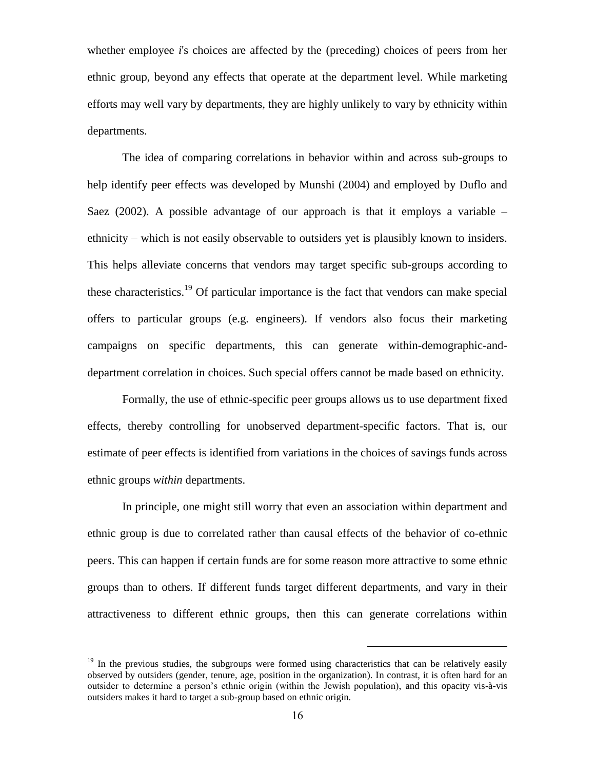whether employee *i*'s choices are affected by the (preceding) choices of peers from her ethnic group, beyond any effects that operate at the department level. While marketing efforts may well vary by departments, they are highly unlikely to vary by ethnicity within departments.

The idea of comparing correlations in behavior within and across sub-groups to help identify peer effects was developed by Munshi (2004) and employed by Duflo and Saez (2002). A possible advantage of our approach is that it employs a variable – ethnicity – which is not easily observable to outsiders yet is plausibly known to insiders. This helps alleviate concerns that vendors may target specific sub-groups according to these characteristics.[19] Of particular importance is the fact that vendors can make special offers to particular groups (e.g. engineers). If vendors also focus their marketing campaigns on specific departments, this can generate within-demographic-and-department correlation in choices. Such special offers cannot be made based on ethnicity.

Formally, the use of ethnic-specific peer groups allows us to use department fixed effects, thereby controlling for unobserved department-specific factors. That is, our estimate of peer effects is identified from variations in the choices of savings funds across ethnic groups *within* departments.

In principle, one might still worry that even an association within department and ethnic group is due to correlated rather than causal effects of the behavior of co-ethnic peers. This can happen if certain funds are for some reason more attractive to some ethnic groups than to others. If different funds target different departments, and vary in their attractiveness to different ethnic groups, then this can generate correlations within

[19] In the previous studies, the subgroups were formed using characteristics that can be relatively easily observed by outsiders (gender, tenure, age, position in the organization). In contrast, it is often hard for an outsider to determine a person's ethnic origin (within the Jewish population), and this opacity vis-à-vis outsiders makes it hard to target a sub-group based on ethnic origin.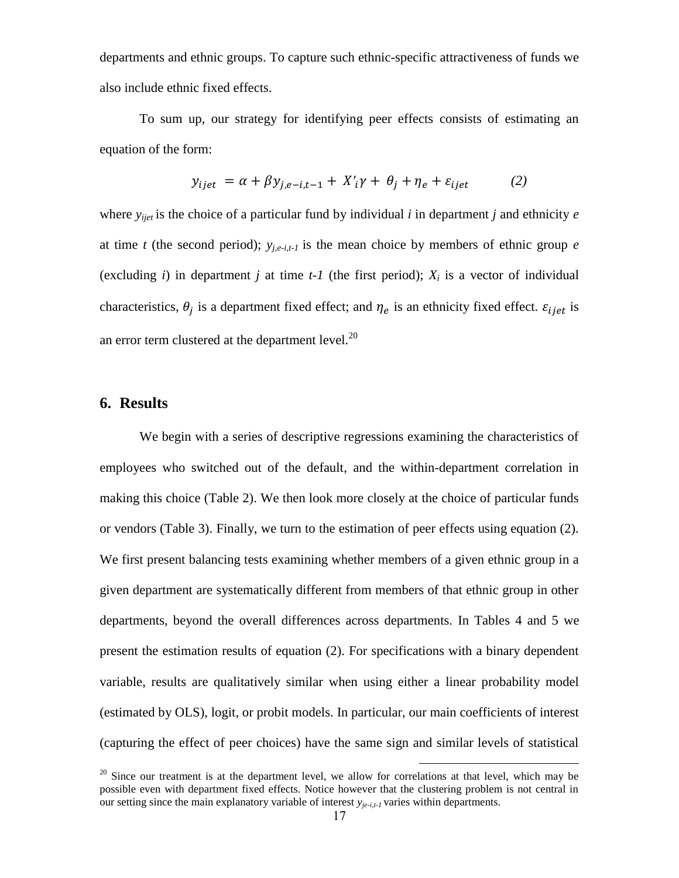departments and ethnic groups. To capture such ethnic-specific attractiveness of funds we also include ethnic fixed effects.

To sum up, our strategy for identifying peer effects consists of estimating an equation of the form:

$$y_{ijet} = \alpha + \beta y_{j,e-i,t-1} + X'_i\gamma + \theta_j + \eta_e + \varepsilon_{ijet} \qquad (2)$$

where $y_{ijet}$ is the choice of a particular fund by individual $i$ in department $j$ and ethnicity $e$ at time $t$ (the second period); $y_{j,e-i,t-1}$ is the mean choice by members of ethnic group $e$ (excluding $i$) in department $j$ at time $t-1$ (the first period); $X_i$ is a vector of individual characteristics, $\theta_j$ is a department fixed effect; and $\eta_e$ is an ethnicity fixed effect. $\varepsilon_{ijet}$ is an error term clustered at the department level.[20]

## 6. Results

We begin with a series of descriptive regressions examining the characteristics of employees who switched out of the default, and the within-department correlation in making this choice (Table 2). We then look more closely at the choice of particular funds or vendors (Table 3). Finally, we turn to the estimation of peer effects using equation (2). We first present balancing tests examining whether members of a given ethnic group in a given department are systematically different from members of that ethnic group in other departments, beyond the overall differences across departments. In Tables 4 and 5 we present the estimation results of equation (2). For specifications with a binary dependent variable, results are qualitatively similar when using either a linear probability model (estimated by OLS), logit, or probit models. In particular, our main coefficients of interest (capturing the effect of peer choices) have the same sign and similar levels of statistical

[20] Since our treatment is at the department level, we allow for correlations at that level, which may be possible even with department fixed effects. Notice however that the clustering problem is not central in our setting since the main explanatory variable of interest $y_{je-i,t-1}$ varies within departments.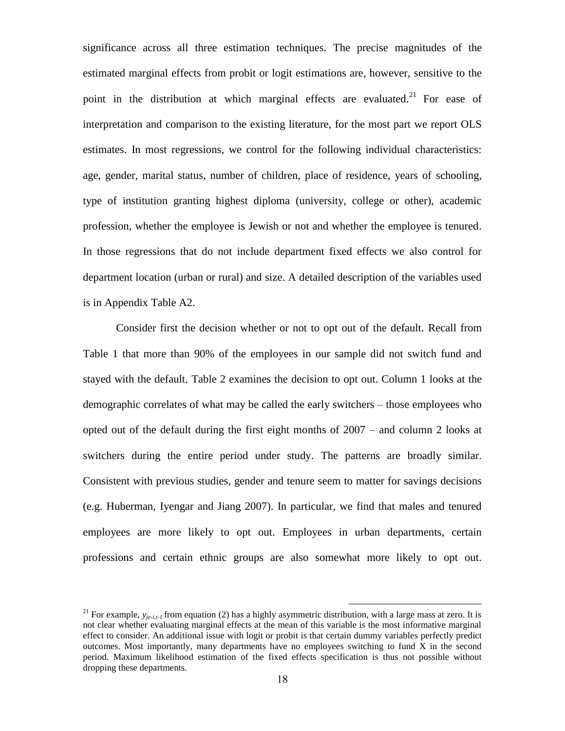significance across all three estimation techniques. The precise magnitudes of the estimated marginal effects from probit or logit estimations are, however, sensitive to the point in the distribution at which marginal effects are evaluated.[21] For ease of interpretation and comparison to the existing literature, for the most part we report OLS estimates. In most regressions, we control for the following individual characteristics: age, gender, marital status, number of children, place of residence, years of schooling, type of institution granting highest diploma (university, college or other), academic profession, whether the employee is Jewish or not and whether the employee is tenured. In those regressions that do not include department fixed effects we also control for department location (urban or rural) and size. A detailed description of the variables used is in Appendix Table A2.

Consider first the decision whether or not to opt out of the default. Recall from Table 1 that more than 90% of the employees in our sample did not switch fund and stayed with the default. Table 2 examines the decision to opt out. Column 1 looks at the demographic correlates of what may be called the early switchers – those employees who opted out of the default during the first eight months of 2007 – and column 2 looks at switchers during the entire period under study. The patterns are broadly similar. Consistent with previous studies, gender and tenure seem to matter for savings decisions (e.g. Huberman, Iyengar and Jiang 2007). In particular, we find that males and tenured employees are more likely to opt out. Employees in urban departments, certain professions and certain ethnic groups are also somewhat more likely to opt out.

---

[21] For example, $y_{je\text{-}i,t\text{-}1}$ from equation (2) has a highly asymmetric distribution, with a large mass at zero. It is not clear whether evaluating marginal effects at the mean of this variable is the most informative marginal effect to consider. An additional issue with logit or probit is that certain dummy variables perfectly predict outcomes. Most importantly, many departments have no employees switching to fund X in the second period. Maximum likelihood estimation of the fixed effects specification is thus not possible without dropping these departments.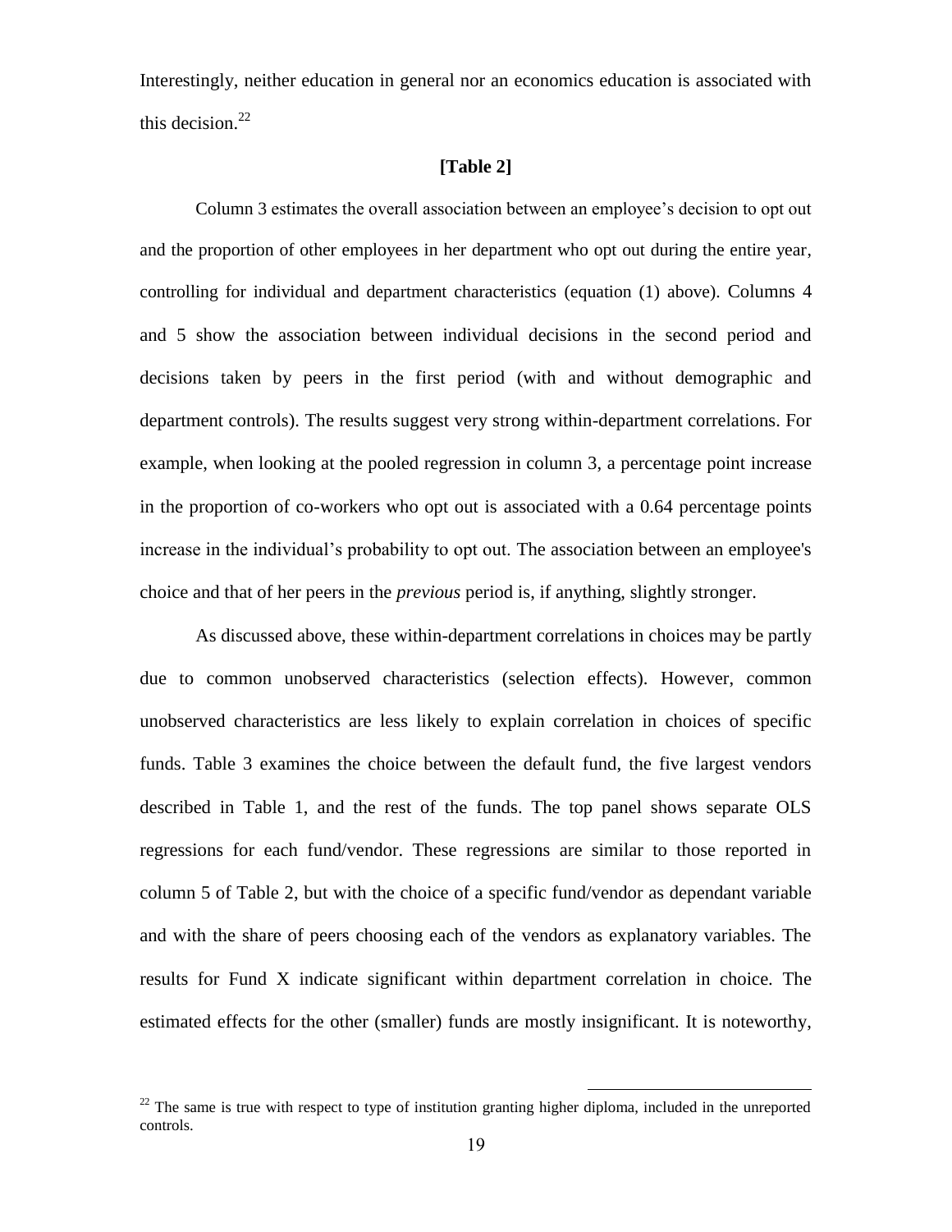Interestingly, neither education in general nor an economics education is associated with this decision.[22]

**[Table 2]**

Column 3 estimates the overall association between an employee's decision to opt out and the proportion of other employees in her department who opt out during the entire year, controlling for individual and department characteristics (equation (1) above). Columns 4 and 5 show the association between individual decisions in the second period and decisions taken by peers in the first period (with and without demographic and department controls). The results suggest very strong within-department correlations. For example, when looking at the pooled regression in column 3, a percentage point increase in the proportion of co-workers who opt out is associated with a 0.64 percentage points increase in the individual's probability to opt out. The association between an employee's choice and that of her peers in the *previous* period is, if anything, slightly stronger.

As discussed above, these within-department correlations in choices may be partly due to common unobserved characteristics (selection effects). However, common unobserved characteristics are less likely to explain correlation in choices of specific funds. Table 3 examines the choice between the default fund, the five largest vendors described in Table 1, and the rest of the funds. The top panel shows separate OLS regressions for each fund/vendor. These regressions are similar to those reported in column 5 of Table 2, but with the choice of a specific fund/vendor as dependant variable and with the share of peers choosing each of the vendors as explanatory variables. The results for Fund X indicate significant within department correlation in choice. The estimated effects for the other (smaller) funds are mostly insignificant. It is noteworthy,

[22] The same is true with respect to type of institution granting higher diploma, included in the unreported controls.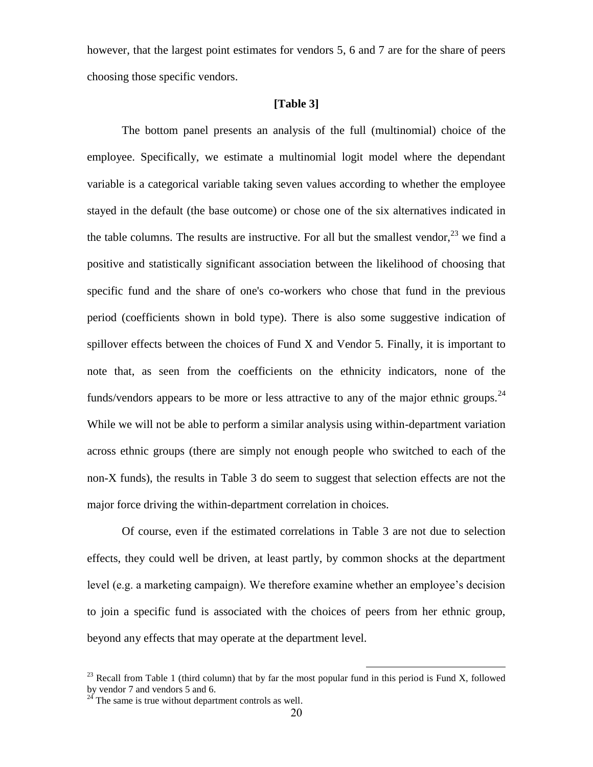however, that the largest point estimates for vendors 5, 6 and 7 are for the share of peers choosing those specific vendors.

**[Table 3]**

The bottom panel presents an analysis of the full (multinomial) choice of the employee. Specifically, we estimate a multinomial logit model where the dependant variable is a categorical variable taking seven values according to whether the employee stayed in the default (the base outcome) or chose one of the six alternatives indicated in the table columns. The results are instructive. For all but the smallest vendor,[23] we find a positive and statistically significant association between the likelihood of choosing that specific fund and the share of one's co-workers who chose that fund in the previous period (coefficients shown in bold type). There is also some suggestive indication of spillover effects between the choices of Fund X and Vendor 5. Finally, it is important to note that, as seen from the coefficients on the ethnicity indicators, none of the funds/vendors appears to be more or less attractive to any of the major ethnic groups.[24] While we will not be able to perform a similar analysis using within-department variation across ethnic groups (there are simply not enough people who switched to each of the non-X funds), the results in Table 3 do seem to suggest that selection effects are not the major force driving the within-department correlation in choices.

Of course, even if the estimated correlations in Table 3 are not due to selection effects, they could well be driven, at least partly, by common shocks at the department level (e.g. a marketing campaign). We therefore examine whether an employee's decision to join a specific fund is associated with the choices of peers from her ethnic group, beyond any effects that may operate at the department level.

[23] Recall from Table 1 (third column) that by far the most popular fund in this period is Fund X, followed by vendor 7 and vendors 5 and 6.

[24] The same is true without department controls as well.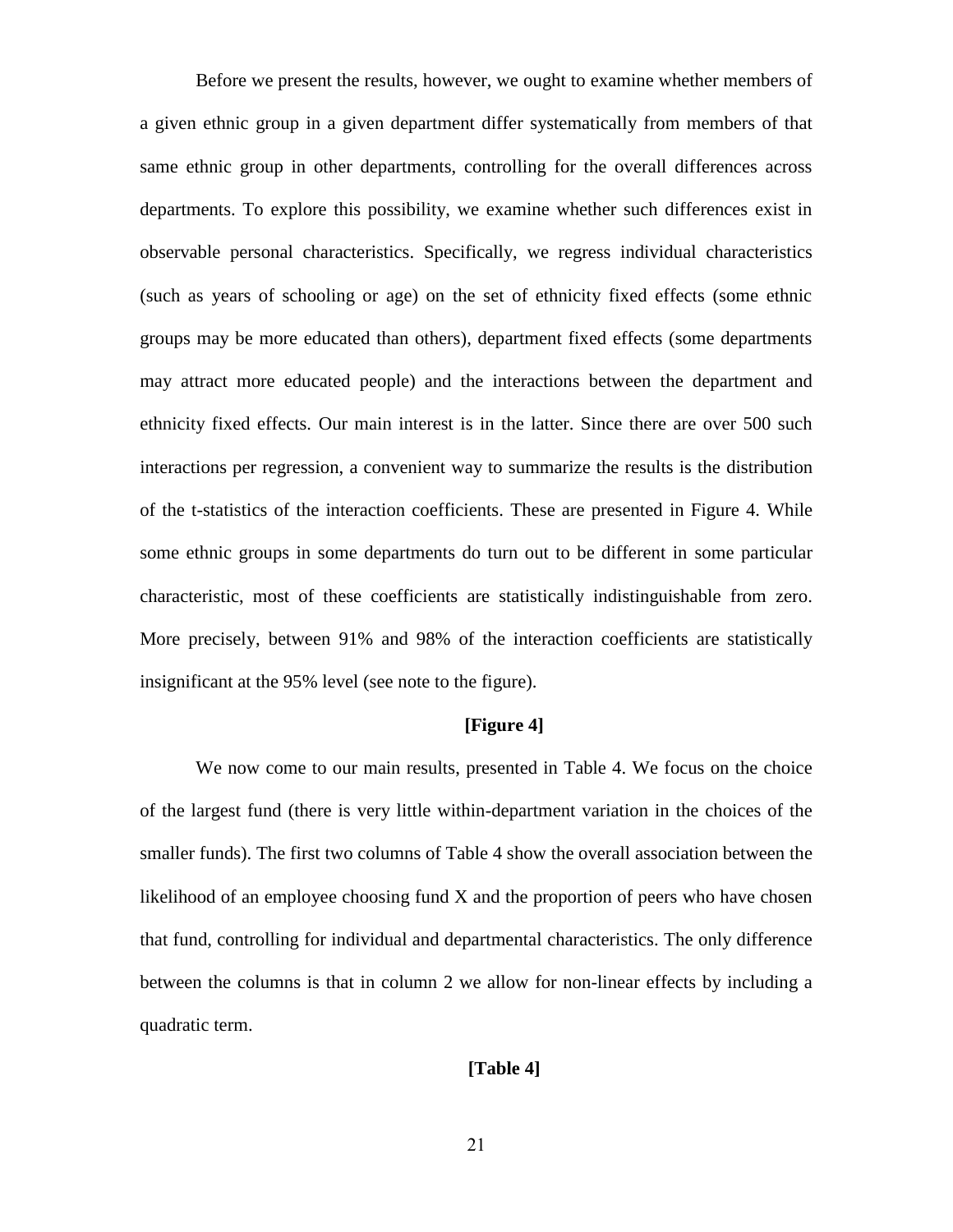Before we present the results, however, we ought to examine whether members of a given ethnic group in a given department differ systematically from members of that same ethnic group in other departments, controlling for the overall differences across departments. To explore this possibility, we examine whether such differences exist in observable personal characteristics. Specifically, we regress individual characteristics (such as years of schooling or age) on the set of ethnicity fixed effects (some ethnic groups may be more educated than others), department fixed effects (some departments may attract more educated people) and the interactions between the department and ethnicity fixed effects. Our main interest is in the latter. Since there are over 500 such interactions per regression, a convenient way to summarize the results is the distribution of the t-statistics of the interaction coefficients. These are presented in Figure 4. While some ethnic groups in some departments do turn out to be different in some particular characteristic, most of these coefficients are statistically indistinguishable from zero. More precisely, between 91% and 98% of the interaction coefficients are statistically insignificant at the 95% level (see note to the figure).

**[Figure 4]**

We now come to our main results, presented in Table 4. We focus on the choice of the largest fund (there is very little within-department variation in the choices of the smaller funds). The first two columns of Table 4 show the overall association between the likelihood of an employee choosing fund X and the proportion of peers who have chosen that fund, controlling for individual and departmental characteristics. The only difference between the columns is that in column 2 we allow for non-linear effects by including a quadratic term.

**[Table 4]**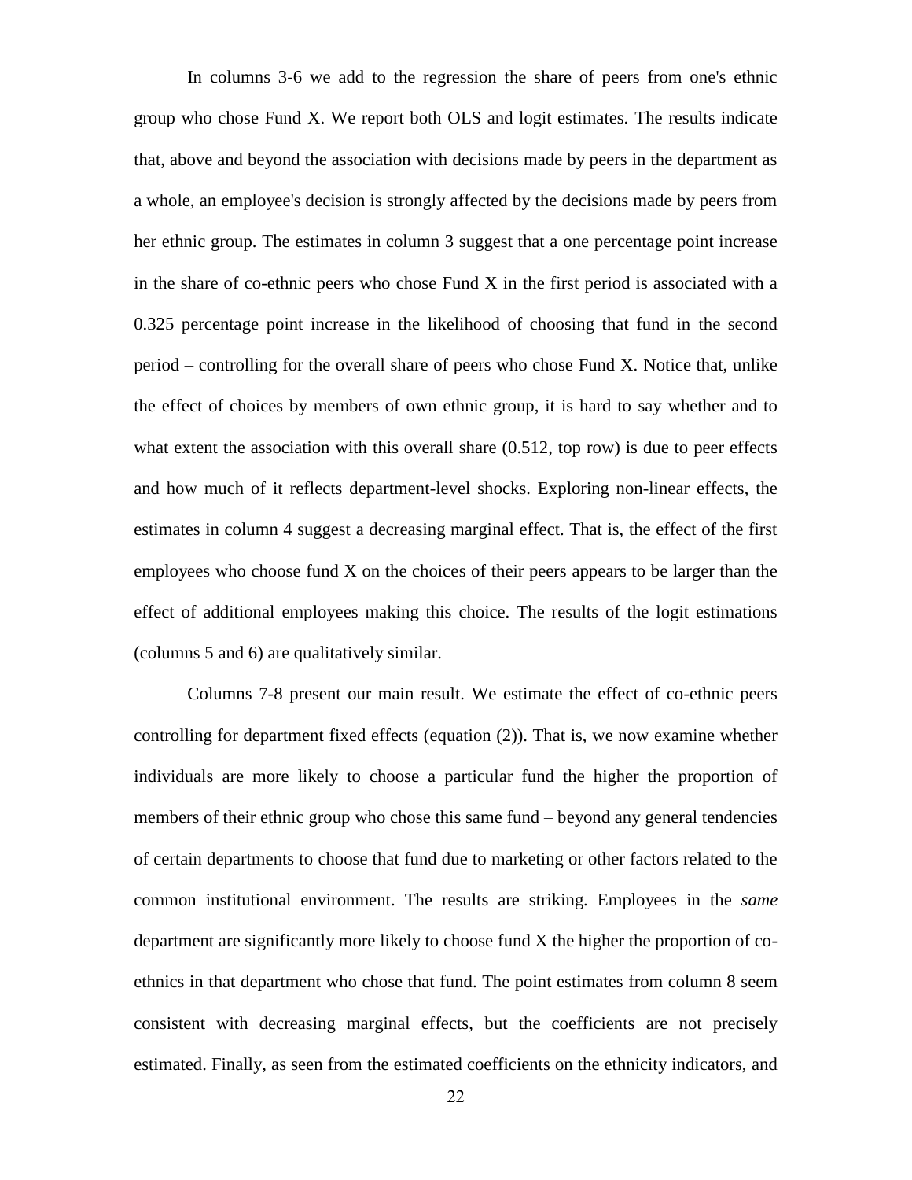In columns 3-6 we add to the regression the share of peers from one's ethnic group who chose Fund X. We report both OLS and logit estimates. The results indicate that, above and beyond the association with decisions made by peers in the department as a whole, an employee's decision is strongly affected by the decisions made by peers from her ethnic group. The estimates in column 3 suggest that a one percentage point increase in the share of co-ethnic peers who chose Fund X in the first period is associated with a 0.325 percentage point increase in the likelihood of choosing that fund in the second period – controlling for the overall share of peers who chose Fund X. Notice that, unlike the effect of choices by members of own ethnic group, it is hard to say whether and to what extent the association with this overall share (0.512, top row) is due to peer effects and how much of it reflects department-level shocks. Exploring non-linear effects, the estimates in column 4 suggest a decreasing marginal effect. That is, the effect of the first employees who choose fund X on the choices of their peers appears to be larger than the effect of additional employees making this choice. The results of the logit estimations (columns 5 and 6) are qualitatively similar.

Columns 7-8 present our main result. We estimate the effect of co-ethnic peers controlling for department fixed effects (equation (2)). That is, we now examine whether individuals are more likely to choose a particular fund the higher the proportion of members of their ethnic group who chose this same fund – beyond any general tendencies of certain departments to choose that fund due to marketing or other factors related to the common institutional environment. The results are striking. Employees in the *same* department are significantly more likely to choose fund X the higher the proportion of co-ethnics in that department who chose that fund. The point estimates from column 8 seem consistent with decreasing marginal effects, but the coefficients are not precisely estimated. Finally, as seen from the estimated coefficients on the ethnicity indicators, and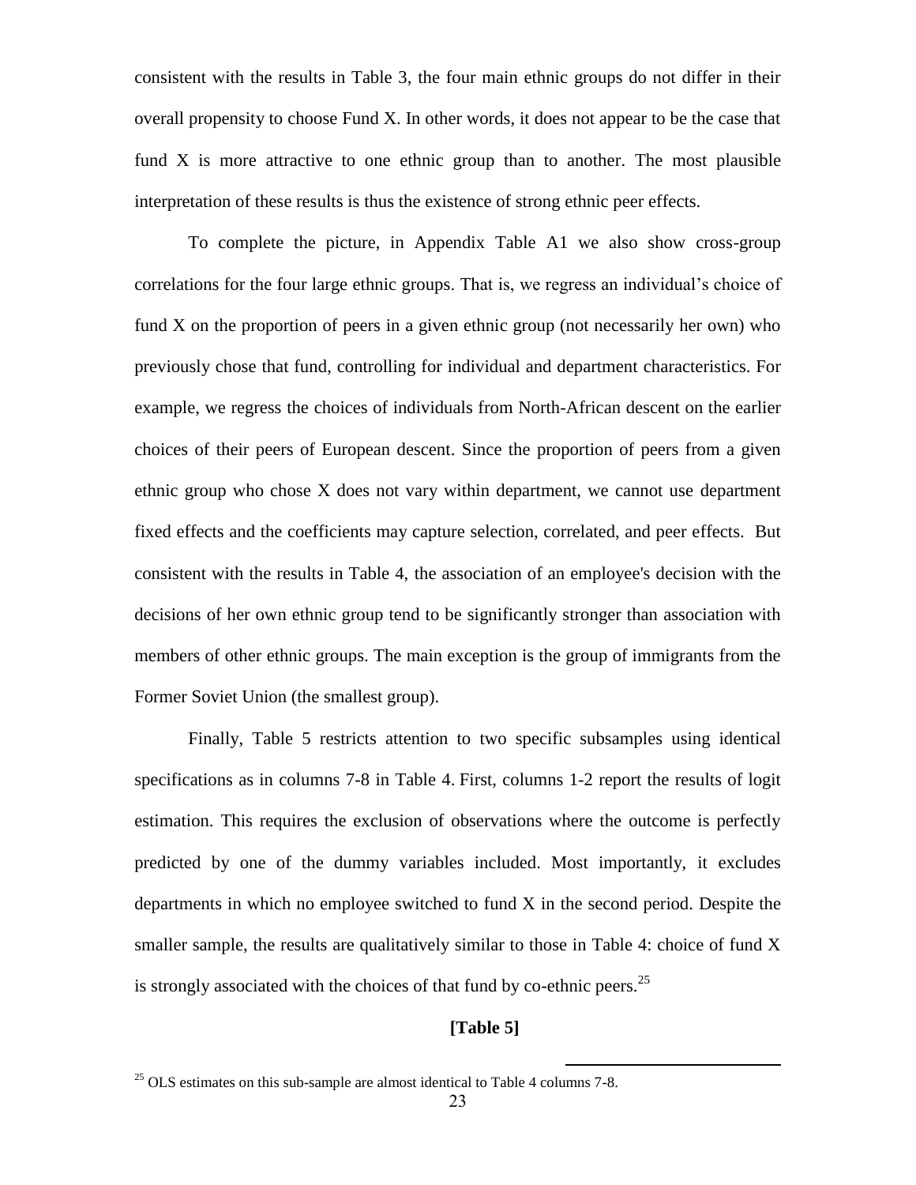consistent with the results in Table 3, the four main ethnic groups do not differ in their overall propensity to choose Fund X. In other words, it does not appear to be the case that fund X is more attractive to one ethnic group than to another. The most plausible interpretation of these results is thus the existence of strong ethnic peer effects.

To complete the picture, in Appendix Table A1 we also show cross-group correlations for the four large ethnic groups. That is, we regress an individual's choice of fund X on the proportion of peers in a given ethnic group (not necessarily her own) who previously chose that fund, controlling for individual and department characteristics. For example, we regress the choices of individuals from North-African descent on the earlier choices of their peers of European descent. Since the proportion of peers from a given ethnic group who chose X does not vary within department, we cannot use department fixed effects and the coefficients may capture selection, correlated, and peer effects. But consistent with the results in Table 4, the association of an employee's decision with the decisions of her own ethnic group tend to be significantly stronger than association with members of other ethnic groups. The main exception is the group of immigrants from the Former Soviet Union (the smallest group).

Finally, Table 5 restricts attention to two specific subsamples using identical specifications as in columns 7-8 in Table 4. First, columns 1-2 report the results of logit estimation. This requires the exclusion of observations where the outcome is perfectly predicted by one of the dummy variables included. Most importantly, it excludes departments in which no employee switched to fund X in the second period. Despite the smaller sample, the results are qualitatively similar to those in Table 4: choice of fund X is strongly associated with the choices of that fund by co-ethnic peers.[25]

**[Table 5]**

[25] OLS estimates on this sub-sample are almost identical to Table 4 columns 7-8.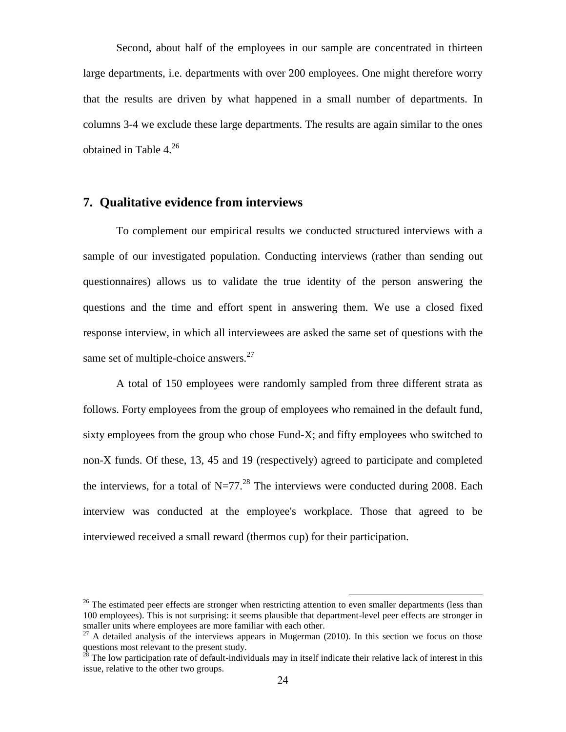Second, about half of the employees in our sample are concentrated in thirteen large departments, i.e. departments with over 200 employees. One might therefore worry that the results are driven by what happened in a small number of departments. In columns 3-4 we exclude these large departments. The results are again similar to the ones obtained in Table 4.[26]

## 7. Qualitative evidence from interviews

To complement our empirical results we conducted structured interviews with a sample of our investigated population. Conducting interviews (rather than sending out questionnaires) allows us to validate the true identity of the person answering the questions and the time and effort spent in answering them. We use a closed fixed response interview, in which all interviewees are asked the same set of questions with the same set of multiple-choice answers.[27]

A total of 150 employees were randomly sampled from three different strata as follows. Forty employees from the group of employees who remained in the default fund, sixty employees from the group who chose Fund-X; and fifty employees who switched to non-X funds. Of these, 13, 45 and 19 (respectively) agreed to participate and completed the interviews, for a total of N=77.[28] The interviews were conducted during 2008. Each interview was conducted at the employee's workplace. Those that agreed to be interviewed received a small reward (thermos cup) for their participation.

---

[26] The estimated peer effects are stronger when restricting attention to even smaller departments (less than 100 employees). This is not surprising: it seems plausible that department-level peer effects are stronger in smaller units where employees are more familiar with each other.

[27] A detailed analysis of the interviews appears in Mugerman (2010). In this section we focus on those questions most relevant to the present study.

[28] The low participation rate of default-individuals may in itself indicate their relative lack of interest in this issue, relative to the other two groups.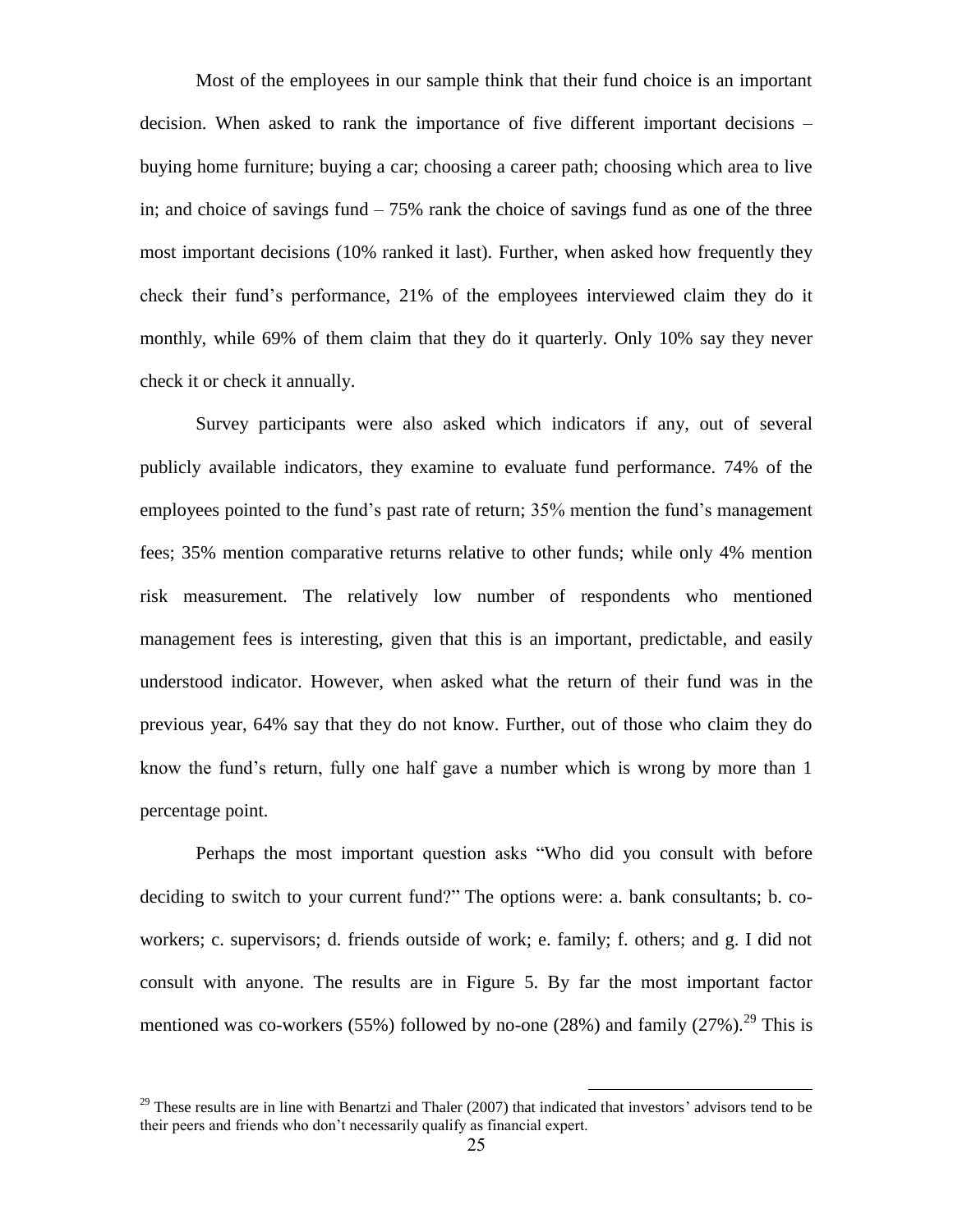Most of the employees in our sample think that their fund choice is an important decision. When asked to rank the importance of five different important decisions – buying home furniture; buying a car; choosing a career path; choosing which area to live in; and choice of savings fund – 75% rank the choice of savings fund as one of the three most important decisions (10% ranked it last). Further, when asked how frequently they check their fund's performance, 21% of the employees interviewed claim they do it monthly, while 69% of them claim that they do it quarterly. Only 10% say they never check it or check it annually.

Survey participants were also asked which indicators if any, out of several publicly available indicators, they examine to evaluate fund performance. 74% of the employees pointed to the fund's past rate of return; 35% mention the fund's management fees; 35% mention comparative returns relative to other funds; while only 4% mention risk measurement. The relatively low number of respondents who mentioned management fees is interesting, given that this is an important, predictable, and easily understood indicator. However, when asked what the return of their fund was in the previous year, 64% say that they do not know. Further, out of those who claim they do know the fund's return, fully one half gave a number which is wrong by more than 1 percentage point.

Perhaps the most important question asks "Who did you consult with before deciding to switch to your current fund?" The options were: a. bank consultants; b. co-workers; c. supervisors; d. friends outside of work; e. family; f. others; and g. I did not consult with anyone. The results are in Figure 5. By far the most important factor mentioned was co-workers (55%) followed by no-one (28%) and family (27%).[29] This is

[29] These results are in line with Benartzi and Thaler (2007) that indicated that investors' advisors tend to be their peers and friends who don't necessarily qualify as financial expert.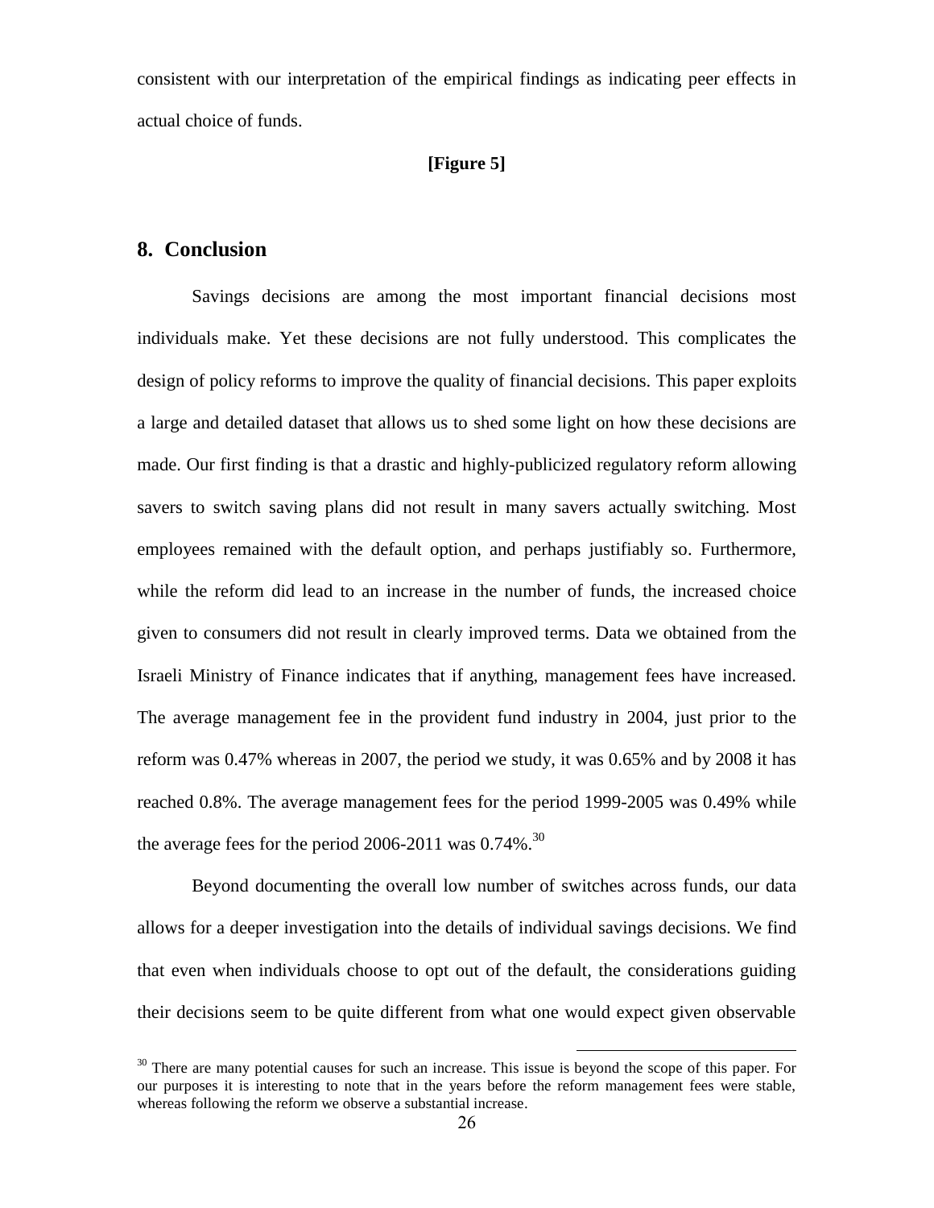consistent with our interpretation of the empirical findings as indicating peer effects in actual choice of funds.

**[Figure 5]**

## 8. Conclusion

Savings decisions are among the most important financial decisions most individuals make. Yet these decisions are not fully understood. This complicates the design of policy reforms to improve the quality of financial decisions. This paper exploits a large and detailed dataset that allows us to shed some light on how these decisions are made. Our first finding is that a drastic and highly-publicized regulatory reform allowing savers to switch saving plans did not result in many savers actually switching. Most employees remained with the default option, and perhaps justifiably so. Furthermore, while the reform did lead to an increase in the number of funds, the increased choice given to consumers did not result in clearly improved terms. Data we obtained from the Israeli Ministry of Finance indicates that if anything, management fees have increased. The average management fee in the provident fund industry in 2004, just prior to the reform was 0.47% whereas in 2007, the period we study, it was 0.65% and by 2008 it has reached 0.8%. The average management fees for the period 1999-2005 was 0.49% while the average fees for the period 2006-2011 was 0.74%.[30]

Beyond documenting the overall low number of switches across funds, our data allows for a deeper investigation into the details of individual savings decisions. We find that even when individuals choose to opt out of the default, the considerations guiding their decisions seem to be quite different from what one would expect given observable

[30] There are many potential causes for such an increase. This issue is beyond the scope of this paper. For our purposes it is interesting to note that in the years before the reform management fees were stable, whereas following the reform we observe a substantial increase.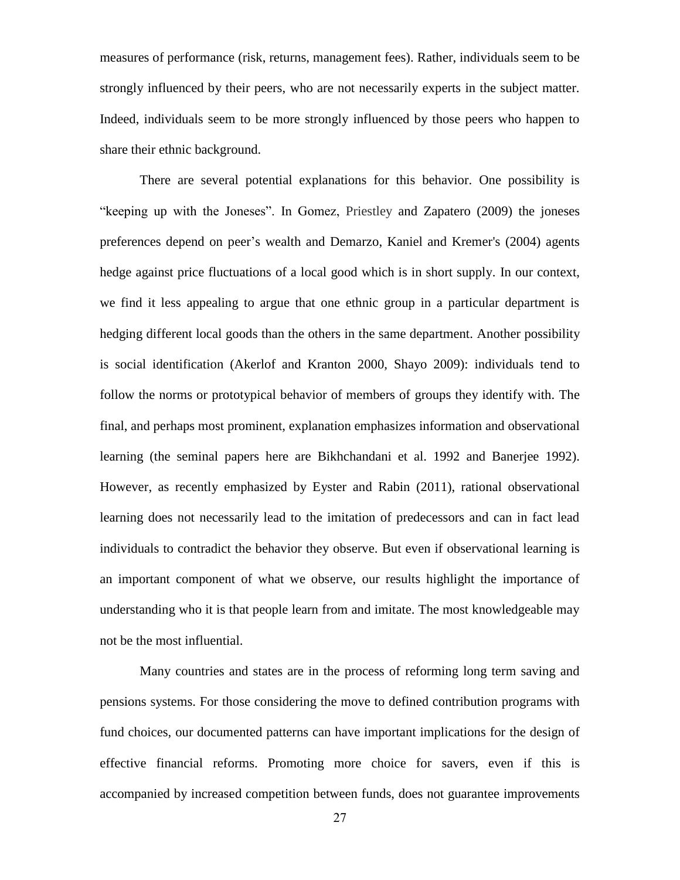measures of performance (risk, returns, management fees). Rather, individuals seem to be strongly influenced by their peers, who are not necessarily experts in the subject matter. Indeed, individuals seem to be more strongly influenced by those peers who happen to share their ethnic background.

There are several potential explanations for this behavior. One possibility is "keeping up with the Joneses". In Gomez, Priestley and Zapatero (2009) the joneses preferences depend on peer's wealth and Demarzo, Kaniel and Kremer's (2004) agents hedge against price fluctuations of a local good which is in short supply. In our context, we find it less appealing to argue that one ethnic group in a particular department is hedging different local goods than the others in the same department. Another possibility is social identification (Akerlof and Kranton 2000, Shayo 2009): individuals tend to follow the norms or prototypical behavior of members of groups they identify with. The final, and perhaps most prominent, explanation emphasizes information and observational learning (the seminal papers here are Bikhchandani et al. 1992 and Banerjee 1992). However, as recently emphasized by Eyster and Rabin (2011), rational observational learning does not necessarily lead to the imitation of predecessors and can in fact lead individuals to contradict the behavior they observe. But even if observational learning is an important component of what we observe, our results highlight the importance of understanding who it is that people learn from and imitate. The most knowledgeable may not be the most influential.

Many countries and states are in the process of reforming long term saving and pensions systems. For those considering the move to defined contribution programs with fund choices, our documented patterns can have important implications for the design of effective financial reforms. Promoting more choice for savers, even if this is accompanied by increased competition between funds, does not guarantee improvements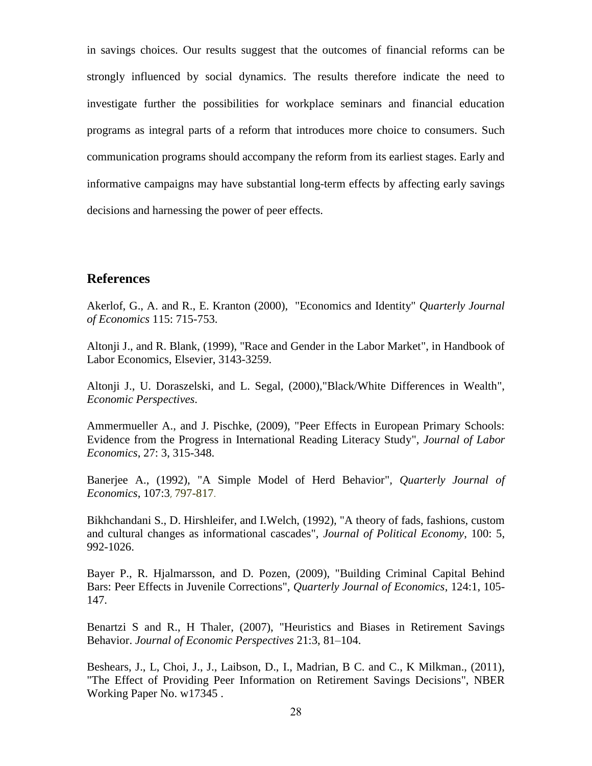in savings choices. Our results suggest that the outcomes of financial reforms can be strongly influenced by social dynamics. The results therefore indicate the need to investigate further the possibilities for workplace seminars and financial education programs as integral parts of a reform that introduces more choice to consumers. Such communication programs should accompany the reform from its earliest stages. Early and informative campaigns may have substantial long-term effects by affecting early savings decisions and harnessing the power of peer effects.

## References

Akerlof, G., A. and R., E. Kranton (2000), "Economics and Identity" *Quarterly Journal of Economics* 115: 715-753.

Altonji J., and R. Blank, (1999), "Race and Gender in the Labor Market", in Handbook of Labor Economics, Elsevier, 3143-3259.

Altonji J., U. Doraszelski, and L. Segal, (2000),"Black/White Differences in Wealth", *Economic Perspectives*.

Ammermueller A., and J. Pischke, (2009), "Peer Effects in European Primary Schools: Evidence from the Progress in International Reading Literacy Study", *Journal of Labor Economics*, 27: 3, 315-348.

Banerjee A., (1992), "A Simple Model of Herd Behavior", *Quarterly Journal of Economics*, 107:3, 797-817.

Bikhchandani S., D. Hirshleifer, and I.Welch, (1992), "A theory of fads, fashions, custom and cultural changes as informational cascades", *Journal of Political Economy*, 100: 5, 992-1026.

Bayer P., R. Hjalmarsson, and D. Pozen, (2009), "Building Criminal Capital Behind Bars: Peer Effects in Juvenile Corrections", *Quarterly Journal of Economics*, 124:1, 105-147.

Benartzi S and R., H Thaler, (2007), "Heuristics and Biases in Retirement Savings Behavior. *Journal of Economic Perspectives* 21:3, 81–104.

Beshears, J., L, Choi, J., J., Laibson, D., I., Madrian, B C. and C., K Milkman., (2011), "The Effect of Providing Peer Information on Retirement Savings Decisions", NBER Working Paper No. w17345 .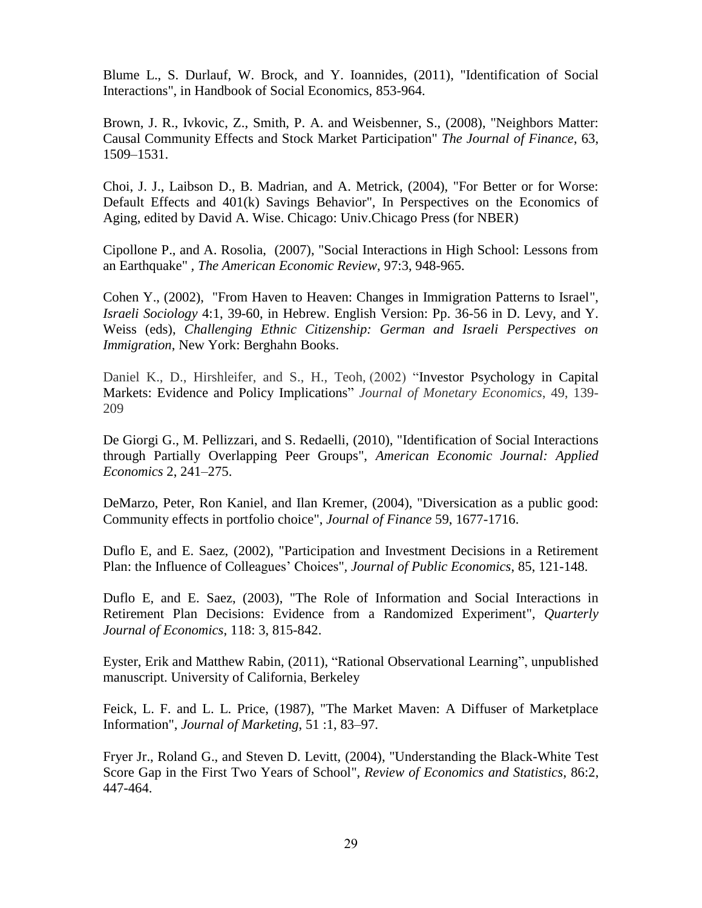Blume L., S. Durlauf, W. Brock, and Y. Ioannides, (2011), "Identification of Social Interactions", in Handbook of Social Economics, 853-964.

Brown, J. R., Ivkovic, Z., Smith, P. A. and Weisbenner, S., (2008), "Neighbors Matter: Causal Community Effects and Stock Market Participation" *The Journal of Finance*, 63, 1509–1531.

Choi, J. J., Laibson D., B. Madrian, and A. Metrick, (2004), "For Better or for Worse: Default Effects and 401(k) Savings Behavior", In Perspectives on the Economics of Aging, edited by David A. Wise. Chicago: Univ.Chicago Press (for NBER)

Cipollone P., and A. Rosolia, (2007), "Social Interactions in High School: Lessons from an Earthquake" , *The American Economic Review*, 97:3, 948-965.

Cohen Y., (2002), "From Haven to Heaven: Changes in Immigration Patterns to Israel", *Israeli Sociology* 4:1, 39-60, in Hebrew. English Version: Pp. 36-56 in D. Levy, and Y. Weiss (eds), *Challenging Ethnic Citizenship: German and Israeli Perspectives on Immigration*, New York: Berghahn Books.

Daniel K., D., Hirshleifer, and S., H., Teoh, (2002) "Investor Psychology in Capital Markets: Evidence and Policy Implications" *Journal of Monetary Economics*, 49, 139-209

De Giorgi G., M. Pellizzari, and S. Redaelli, (2010), "Identification of Social Interactions through Partially Overlapping Peer Groups", *American Economic Journal: Applied Economics* 2, 241–275.

DeMarzo, Peter, Ron Kaniel, and Ilan Kremer, (2004), "Diversication as a public good: Community effects in portfolio choice", *Journal of Finance* 59, 1677-1716.

Duflo E, and E. Saez, (2002), "Participation and Investment Decisions in a Retirement Plan: the Influence of Colleagues' Choices", *Journal of Public Economics*, 85, 121-148.

Duflo E, and E. Saez, (2003), "The Role of Information and Social Interactions in Retirement Plan Decisions: Evidence from a Randomized Experiment", *Quarterly Journal of Economics*, 118: 3, 815-842.

Eyster, Erik and Matthew Rabin, (2011), "Rational Observational Learning", unpublished manuscript. University of California, Berkeley

Feick, L. F. and L. L. Price, (1987), "The Market Maven: A Diffuser of Marketplace Information", *Journal of Marketing*, 51 :1, 83–97.

Fryer Jr., Roland G., and Steven D. Levitt, (2004), "Understanding the Black-White Test Score Gap in the First Two Years of School", *Review of Economics and Statistics*, 86:2, 447-464.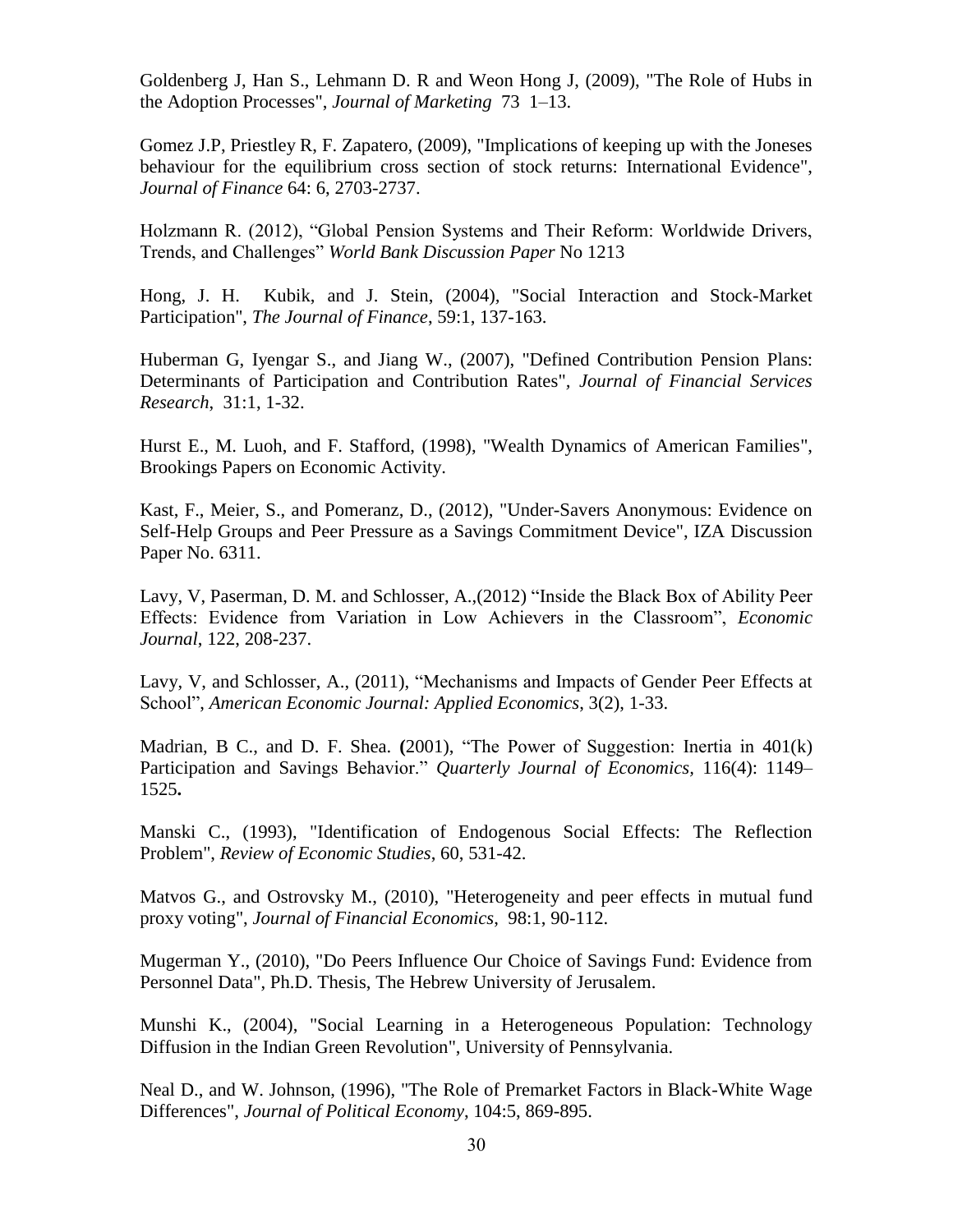Goldenberg J, Han S., Lehmann D. R and Weon Hong J, (2009), "The Role of Hubs in the Adoption Processes", *Journal of Marketing* 73 1–13.

Gomez J.P, Priestley R, F. Zapatero, (2009), "Implications of keeping up with the Joneses behaviour for the equilibrium cross section of stock returns: International Evidence", *Journal of Finance* 64: 6, 2703-2737.

Holzmann R. (2012), "Global Pension Systems and Their Reform: Worldwide Drivers, Trends, and Challenges" *World Bank Discussion Paper* No 1213

Hong, J. H. Kubik, and J. Stein, (2004), "Social Interaction and Stock-Market Participation", *The Journal of Finance*, 59:1, 137-163.

Huberman G, Iyengar S., and Jiang W., (2007), "Defined Contribution Pension Plans: Determinants of Participation and Contribution Rates", *Journal of Financial Services Research*, 31:1, 1-32.

Hurst E., M. Luoh, and F. Stafford, (1998), "Wealth Dynamics of American Families", Brookings Papers on Economic Activity.

Kast, F., Meier, S., and Pomeranz, D., (2012), "Under-Savers Anonymous: Evidence on Self-Help Groups and Peer Pressure as a Savings Commitment Device", IZA Discussion Paper No. 6311.

Lavy, V, Paserman, D. M. and Schlosser, A.,(2012) "Inside the Black Box of Ability Peer Effects: Evidence from Variation in Low Achievers in the Classroom", *Economic Journal*, 122, 208-237.

Lavy, V, and Schlosser, A., (2011), "Mechanisms and Impacts of Gender Peer Effects at School", *American Economic Journal: Applied Economics*, 3(2), 1-33.

Madrian, B C., and D. F. Shea. **(**2001), "The Power of Suggestion: Inertia in 401(k) Participation and Savings Behavior." *Quarterly Journal of Economics,* 116(4): 1149–1525**.**

Manski C., (1993), "Identification of Endogenous Social Effects: The Reflection Problem", *Review of Economic Studies*, 60, 531-42.

Matvos G., and Ostrovsky M., (2010), "Heterogeneity and peer effects in mutual fund proxy voting", *Journal of Financial Economics*, 98:1, 90-112.

Mugerman Y., (2010), "Do Peers Influence Our Choice of Savings Fund: Evidence from Personnel Data", Ph.D. Thesis, The Hebrew University of Jerusalem.

Munshi K., (2004), "Social Learning in a Heterogeneous Population: Technology Diffusion in the Indian Green Revolution", University of Pennsylvania.

Neal D., and W. Johnson, (1996), "The Role of Premarket Factors in Black-White Wage Differences", *Journal of Political Economy*, 104:5, 869-895.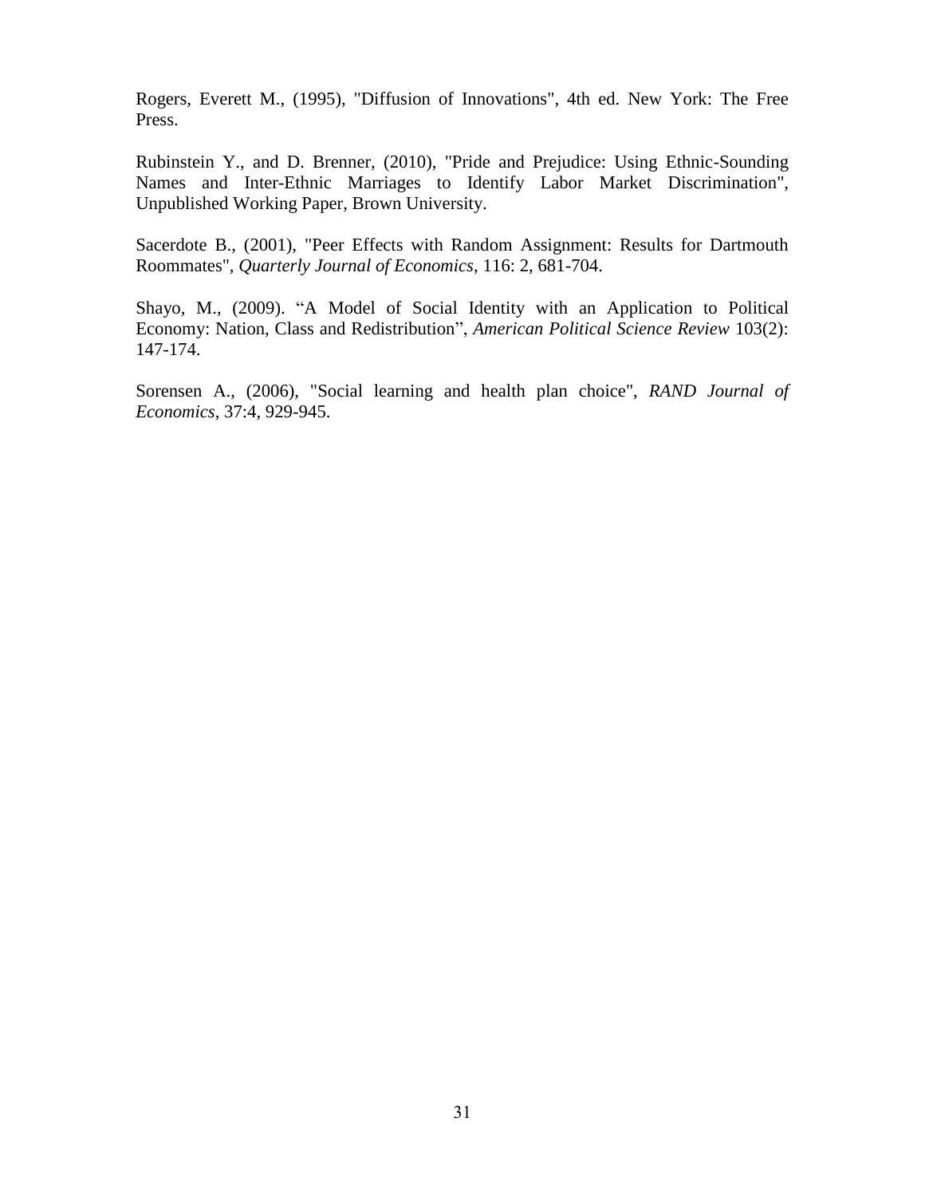Rogers, Everett M., (1995), "Diffusion of Innovations", 4th ed. New York: The Free Press.

Rubinstein Y., and D. Brenner, (2010), "Pride and Prejudice: Using Ethnic-Sounding Names and Inter-Ethnic Marriages to Identify Labor Market Discrimination", Unpublished Working Paper, Brown University.

Sacerdote B., (2001), "Peer Effects with Random Assignment: Results for Dartmouth Roommates", *Quarterly Journal of Economics*, 116: 2, 681-704.

Shayo, M., (2009). "A Model of Social Identity with an Application to Political Economy: Nation, Class and Redistribution", *American Political Science Review* 103(2): 147-174.

Sorensen A., (2006), "Social learning and health plan choice", *RAND Journal of Economics*, 37:4, 929-945.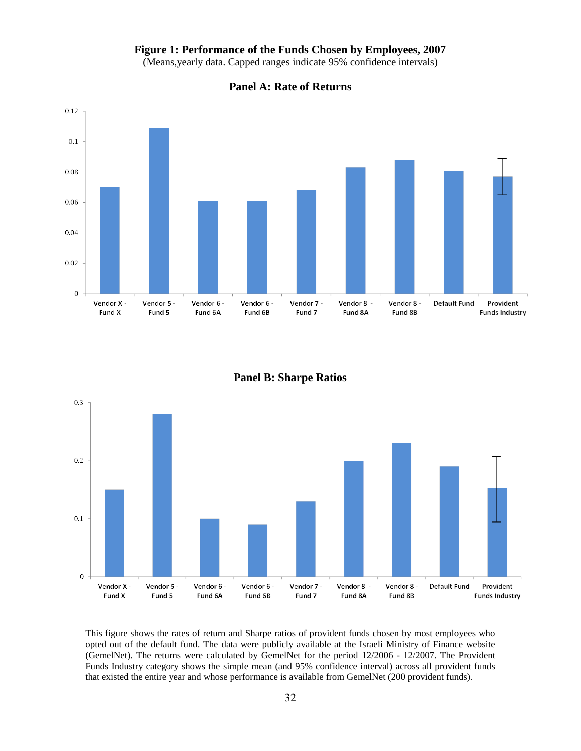**Figure 1: Performance of the Funds Chosen by Employees, 2007**

(Means,yearly data. Capped ranges indicate 95% confidence intervals)

**Panel A: Rate of Returns**

**Panel B: Sharpe Ratios**

This figure shows the rates of return and Sharpe ratios of provident funds chosen by most employees who opted out of the default fund. The data were publicly available at the Israeli Ministry of Finance website (GemelNet). The returns were calculated by GemelNet for the period 12/2006 - 12/2007. The Provident Funds Industry category shows the simple mean (and 95% confidence interval) across all provident funds that existed the entire year and whose performance is available from GemelNet (200 provident funds).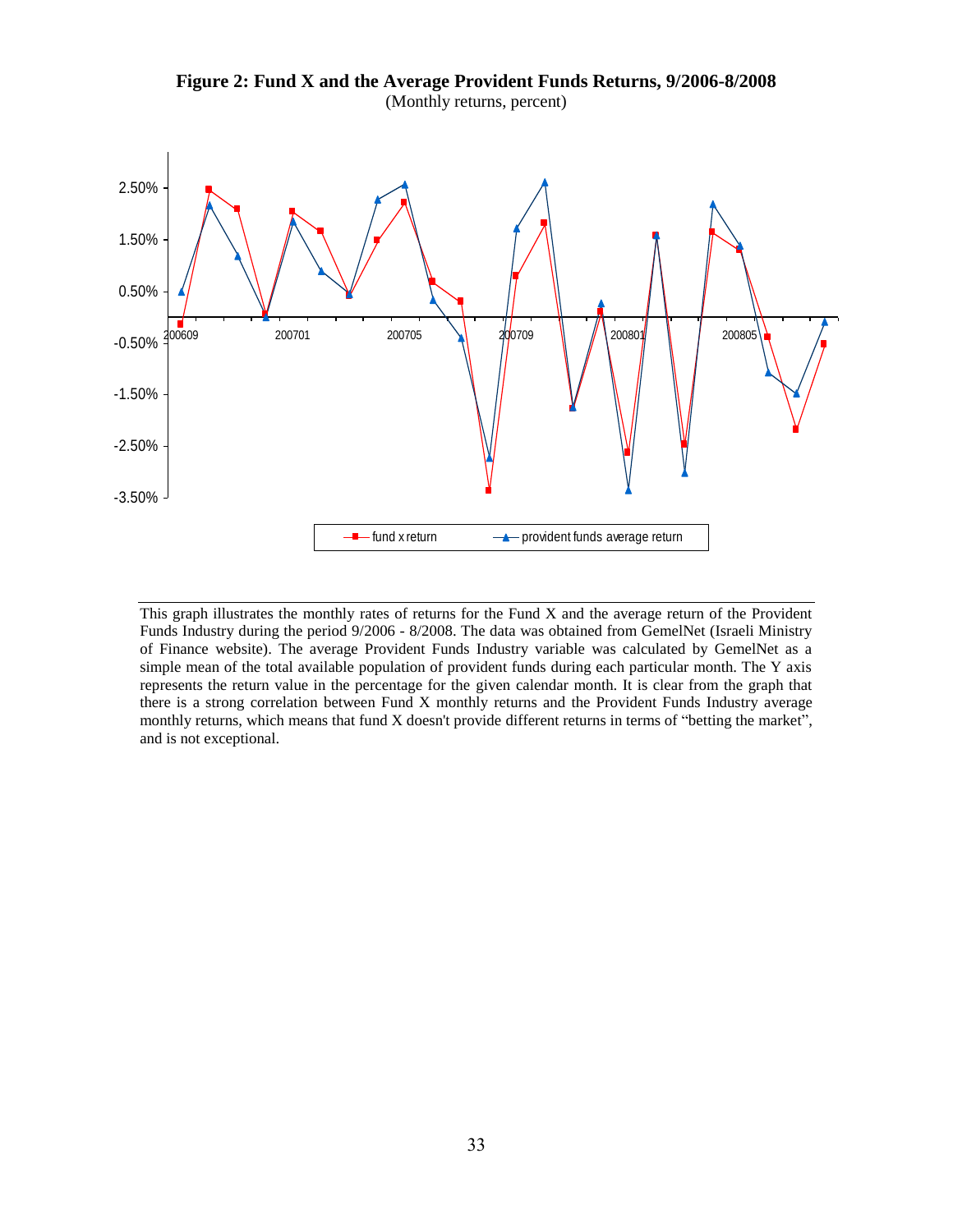**Figure 2: Fund X and the Average Provident Funds Returns, 9/2006-8/2008**

(Monthly returns, percent)

This graph illustrates the monthly rates of returns for the Fund X and the average return of the Provident Funds Industry during the period 9/2006 - 8/2008. The data was obtained from GemelNet (Israeli Ministry of Finance website). The average Provident Funds Industry variable was calculated by GemelNet as a simple mean of the total available population of provident funds during each particular month. The Y axis represents the return value in the percentage for the given calendar month. It is clear from the graph that there is a strong correlation between Fund X monthly returns and the Provident Funds Industry average monthly returns, which means that fund X doesn't provide different returns in terms of "betting the market", and is not exceptional.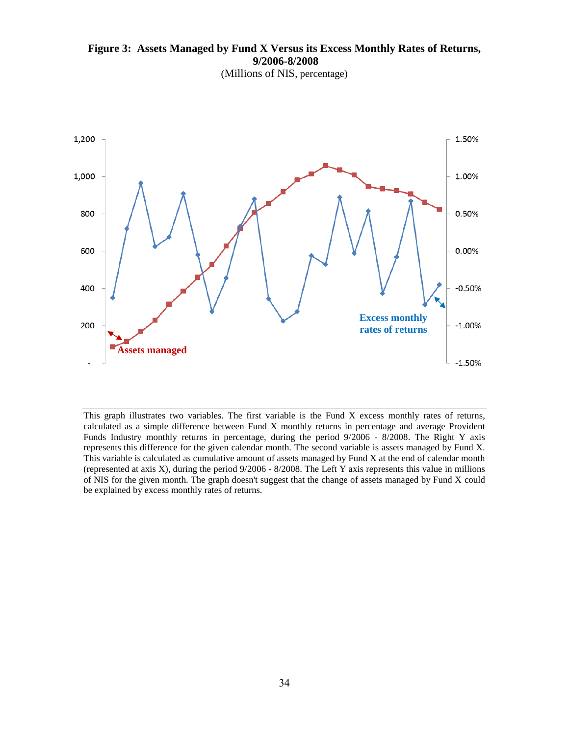**Figure 3: Assets Managed by Fund X Versus its Excess Monthly Rates of Returns, 9/2006-8/2008**

(Millions of NIS, percentage)

This graph illustrates two variables. The first variable is the Fund X excess monthly rates of returns, calculated as a simple difference between Fund X monthly returns in percentage and average Provident Funds Industry monthly returns in percentage, during the period 9/2006 - 8/2008. The Right Y axis represents this difference for the given calendar month. The second variable is assets managed by Fund X. This variable is calculated as cumulative amount of assets managed by Fund X at the end of calendar month (represented at axis X), during the period 9/2006 - 8/2008. The Left Y axis represents this value in millions of NIS for the given month. The graph doesn't suggest that the change of assets managed by Fund X could be explained by excess monthly rates of returns.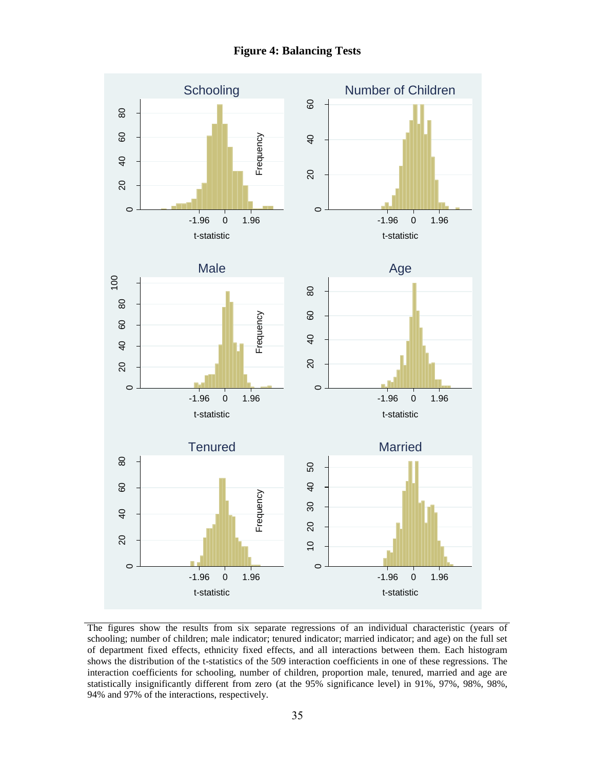**Figure 4: Balancing Tests**

The figures show the results from six separate regressions of an individual characteristic (years of schooling; number of children; male indicator; tenured indicator; married indicator; and age) on the full set of department fixed effects, ethnicity fixed effects, and all interactions between them. Each histogram shows the distribution of the t-statistics of the 509 interaction coefficients in one of these regressions. The interaction coefficients for schooling, number of children, proportion male, tenured, married and age are statistically insignificantly different from zero (at the 95% significance level) in 91%, 97%, 98%, 98%, 94% and 97% of the interactions, respectively.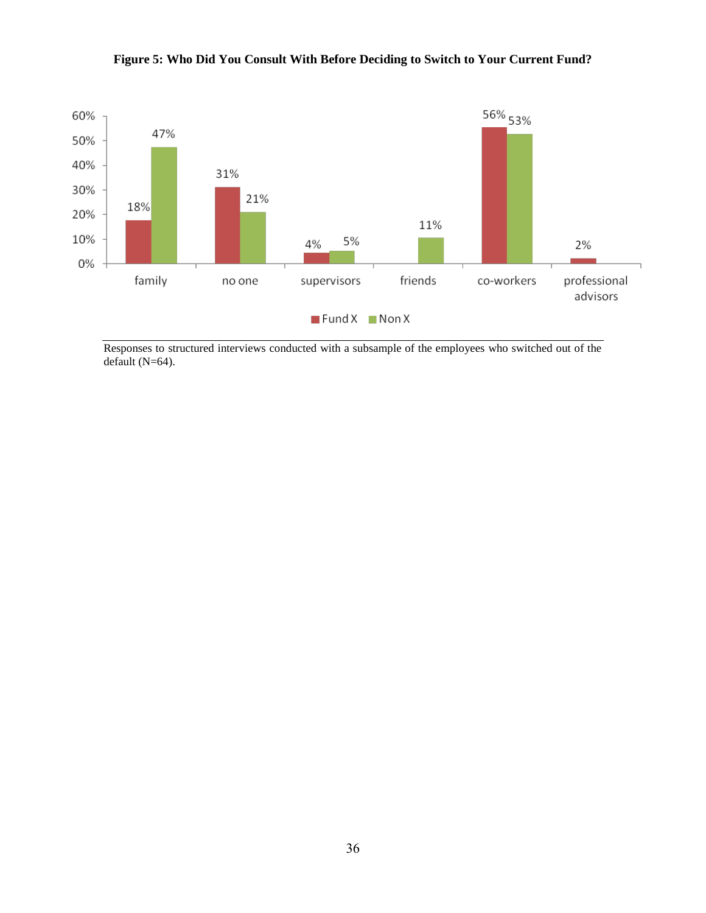**Figure 5: Who Did You Consult With Before Deciding to Switch to Your Current Fund?**

| | family | no one | supervisors | friends | co-workers | professional advisors |
|---|---|---|---|---|---|---|
| Fund X | 18% | 31% | 4% | | 56% | 2% |
| Non X | 47% | 21% | 5% | 11% | 53% | |

Responses to structured interviews conducted with a subsample of the employees who switched out of the default (N=64).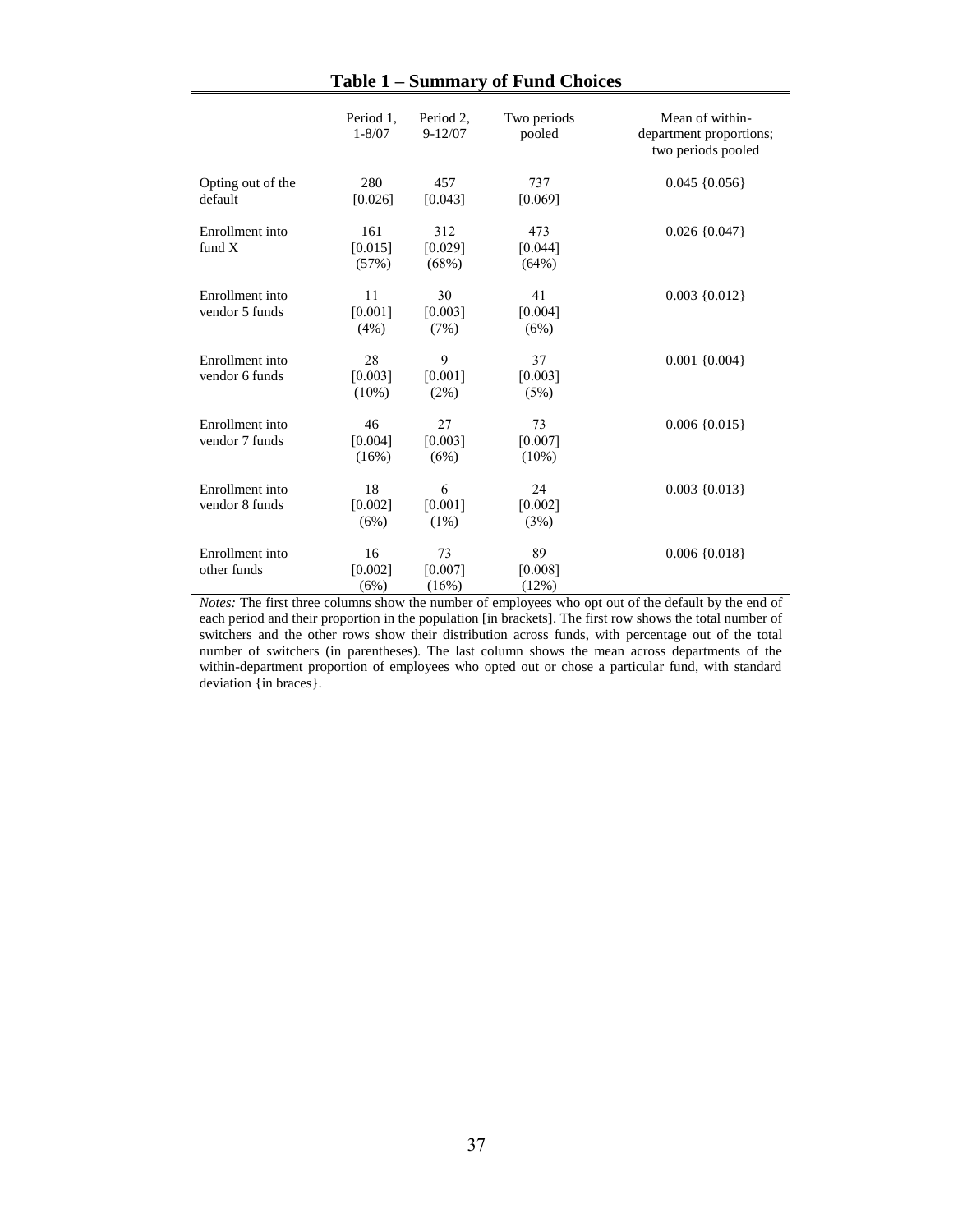## Table 1 – Summary of Fund Choices

| | Period 1, 1-8/07 | Period 2, 9-12/07 | Two periods pooled | Mean of within-department proportions; two periods pooled |
|---|---|---|---|---|
| Opting out of the default | 280 [0.026] | 457 [0.043] | 737 [0.069] | 0.045 {0.056} |
| Enrollment into fund X | 161 [0.015] (57%) | 312 [0.029] (68%) | 473 [0.044] (64%) | 0.026 {0.047} |
| Enrollment into vendor 5 funds | 11 [0.001] (4%) | 30 [0.003] (7%) | 41 [0.004] (6%) | 0.003 {0.012} |
| Enrollment into vendor 6 funds | 28 [0.003] (10%) | 9 [0.001] (2%) | 37 [0.003] (5%) | 0.001 {0.004} |
| Enrollment into vendor 7 funds | 46 [0.004] (16%) | 27 [0.003] (6%) | 73 [0.007] (10%) | 0.006 {0.015} |
| Enrollment into vendor 8 funds | 18 [0.002] (6%) | 6 [0.001] (1%) | 24 [0.002] (3%) | 0.003 {0.013} |
| Enrollment into other funds | 16 [0.002] (6%) | 73 [0.007] (16%) | 89 [0.008] (12%) | 0.006 {0.018} |

*Notes:* The first three columns show the number of employees who opt out of the default by the end of each period and their proportion in the population [in brackets]. The first row shows the total number of switchers and the other rows show their distribution across funds, with percentage out of the total number of switchers (in parentheses). The last column shows the mean across departments of the within-department proportion of employees who opted out or chose a particular fund, with standard deviation {in braces}.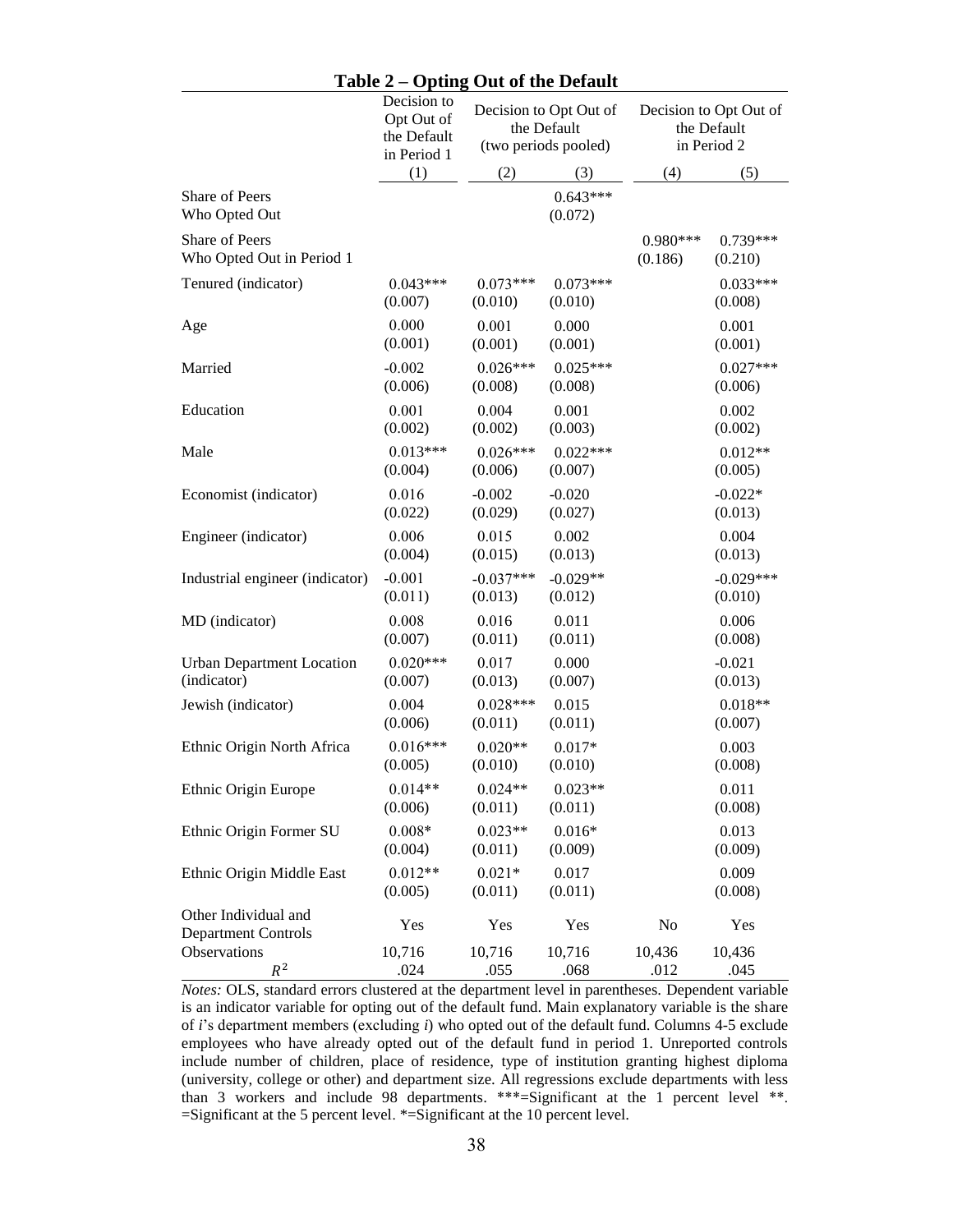**Table 2 – Opting Out of the Default**

| | Decision to Opt Out of the Default in Period 1 | Decision to Opt Out of the Default (two periods pooled) | | Decision to Opt Out of the Default in Period 2 | |
|---|---|---|---|---|---|
| | (1) | (2) | (3) | (4) | (5) |
| Share of Peers Who Opted Out | | | 0.643*** (0.072) | | |
| Share of Peers Who Opted Out in Period 1 | | | | 0.980*** (0.186) | 0.739*** (0.210) |
| Tenured (indicator) | 0.043*** (0.007) | 0.073*** (0.010) | 0.073*** (0.010) | | 0.033*** (0.008) |
| Age | 0.000 (0.001) | 0.001 (0.001) | 0.000 (0.001) | | 0.001 (0.001) |
| Married | -0.002 (0.006) | 0.026*** (0.008) | 0.025*** (0.008) | | 0.027*** (0.006) |
| Education | 0.001 (0.002) | 0.004 (0.002) | 0.001 (0.003) | | 0.002 (0.002) |
| Male | 0.013*** (0.004) | 0.026*** (0.006) | 0.022*** (0.007) | | 0.012** (0.005) |
| Economist (indicator) | 0.016 (0.022) | -0.002 (0.029) | -0.020 (0.027) | | -0.022* (0.013) |
| Engineer (indicator) | 0.006 (0.004) | 0.015 (0.015) | 0.002 (0.013) | | 0.004 (0.013) |
| Industrial engineer (indicator) | -0.001 (0.011) | -0.037*** (0.013) | -0.029** (0.012) | | -0.029*** (0.010) |
| MD (indicator) | 0.008 (0.007) | 0.016 (0.011) | 0.011 (0.011) | | 0.006 (0.008) |
| Urban Department Location (indicator) | 0.020*** (0.007) | 0.017 (0.013) | 0.000 (0.007) | | -0.021 (0.013) |
| Jewish (indicator) | 0.004 (0.006) | 0.028*** (0.011) | 0.015 (0.011) | | 0.018** (0.007) |
| Ethnic Origin North Africa | 0.016*** (0.005) | 0.020** (0.010) | 0.017* (0.010) | | 0.003 (0.008) |
| Ethnic Origin Europe | 0.014** (0.006) | 0.024** (0.011) | 0.023** (0.011) | | 0.011 (0.008) |
| Ethnic Origin Former SU | 0.008* (0.004) | 0.023** (0.011) | 0.016* (0.009) | | 0.013 (0.009) |
| Ethnic Origin Middle East | 0.012** (0.005) | 0.021* (0.011) | 0.017 (0.011) | | 0.009 (0.008) |
| Other Individual and Department Controls | Yes | Yes | Yes | No | Yes |
| Observations | 10,716 | 10,716 | 10,716 | 10,436 | 10,436 |
| $R^2$ | .024 | .055 | .068 | .012 | .045 |

*Notes:* OLS, standard errors clustered at the department level in parentheses. Dependent variable is an indicator variable for opting out of the default fund. Main explanatory variable is the share of *i*'s department members (excluding *i*) who opted out of the default fund. Columns 4-5 exclude employees who have already opted out of the default fund in period 1. Unreported controls include number of children, place of residence, type of institution granting highest diploma (university, college or other) and department size. All regressions exclude departments with less than 3 workers and include 98 departments. ***=Significant at the 1 percent level **. =Significant at the 5 percent level. *=Significant at the 10 percent level.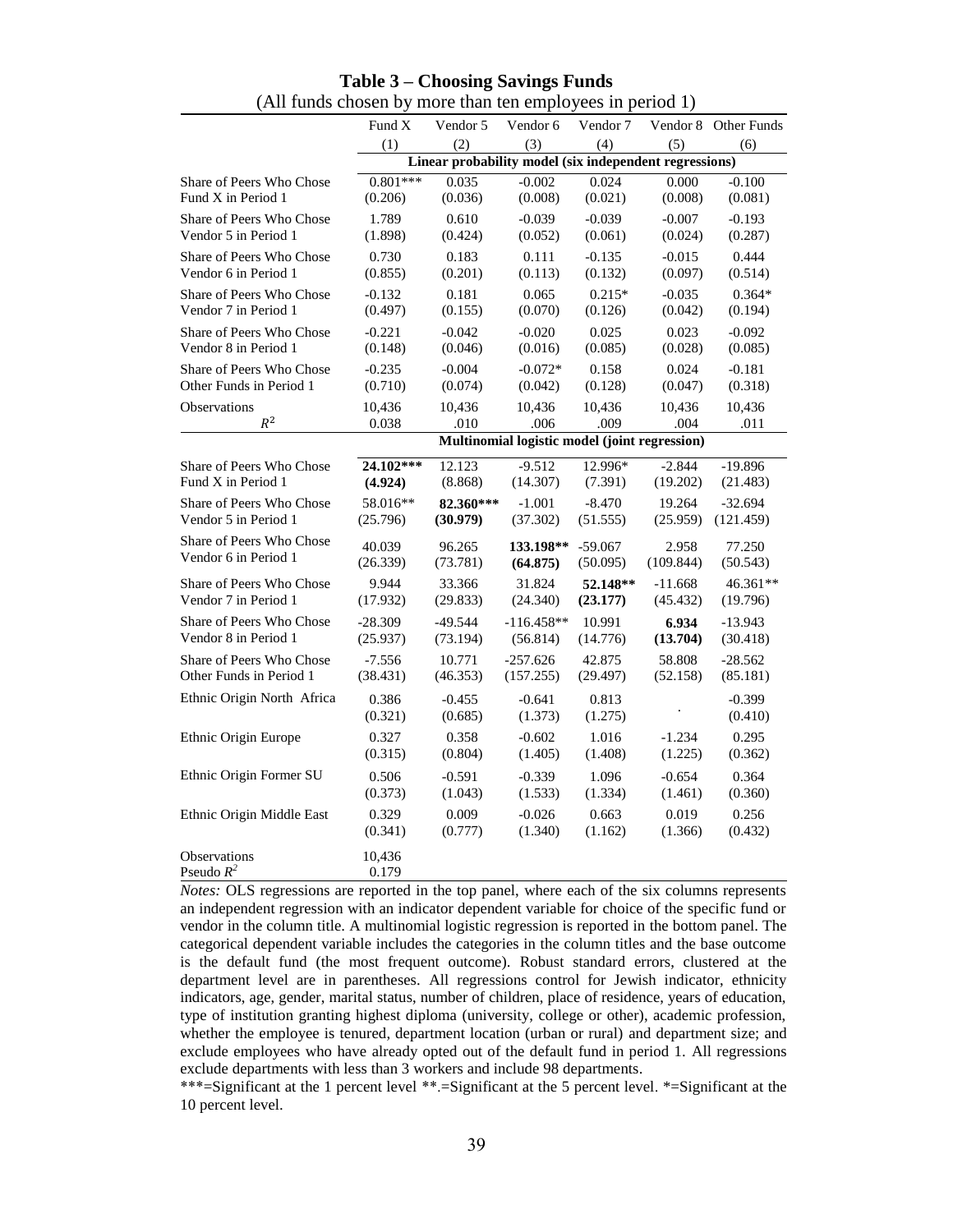**Table 3 – Choosing Savings Funds**
(All funds chosen by more than ten employees in period 1)

| | Fund X | Vendor 5 | Vendor 6 | Vendor 7 | Vendor 8 | Other Funds |
|---|---|---|---|---|---|---|
| | (1) | (2) | (3) | (4) | (5) | (6) |
| | **Linear probability model (six independent regressions)** | | | | | |
| Share of Peers Who Chose Fund X in Period 1 | 0.801*** | 0.035 | -0.002 | 0.024 | 0.000 | -0.100 |
| | (0.206) | (0.036) | (0.008) | (0.021) | (0.008) | (0.081) |
| Share of Peers Who Chose Vendor 5 in Period 1 | 1.789 | 0.610 | -0.039 | -0.039 | -0.007 | -0.193 |
| | (1.898) | (0.424) | (0.052) | (0.061) | (0.024) | (0.287) |
| Share of Peers Who Chose Vendor 6 in Period 1 | 0.730 | 0.183 | 0.111 | -0.135 | -0.015 | 0.444 |
| | (0.855) | (0.201) | (0.113) | (0.132) | (0.097) | (0.514) |
| Share of Peers Who Chose Vendor 7 in Period 1 | -0.132 | 0.181 | 0.065 | 0.215* | -0.035 | 0.364* |
| | (0.497) | (0.155) | (0.070) | (0.126) | (0.042) | (0.194) |
| Share of Peers Who Chose Vendor 8 in Period 1 | -0.221 | -0.042 | -0.020 | 0.025 | 0.023 | -0.092 |
| | (0.148) | (0.046) | (0.016) | (0.085) | (0.028) | (0.085) |
| Share of Peers Who Chose Other Funds in Period 1 | -0.235 | -0.004 | -0.072* | 0.158 | 0.024 | -0.181 |
| | (0.710) | (0.074) | (0.042) | (0.128) | (0.047) | (0.318) |
| Observations | 10,436 | 10,436 | 10,436 | 10,436 | 10,436 | 10,436 |
| $R^2$ | 0.038 | .010 | .006 | .009 | .004 | .011 |
| | **Multinomial logistic model (joint regression)** | | | | | |
| Share of Peers Who Chose Fund X in Period 1 | **24.102*** ** | 12.123 | -9.512 | 12.996* | -2.844 | -19.896 |
| | **(4.924)** | (8.868) | (14.307) | (7.391) | (19.202) | (21.483) |
| Share of Peers Who Chose Vendor 5 in Period 1 | 58.016** | **82.360*** ** | -1.001 | -8.470 | 19.264 | -32.694 |
| | (25.796) | **(30.979)** | (37.302) | (51.555) | (25.959) | (121.459) |
| Share of Peers Who Chose Vendor 6 in Period 1 | 40.039 | 96.265 | **133.198** ** | -59.067 | 2.958 | 77.250 |
| | (26.339) | (73.781) | **(64.875)** | (50.095) | (109.844) | (50.543) |
| Share of Peers Who Chose Vendor 7 in Period 1 | 9.944 | 33.366 | 31.824 | **52.148** ** | -11.668 | 46.361** |
| | (17.932) | (29.833) | (24.340) | **(23.177)** | (45.432) | (19.796) |
| Share of Peers Who Chose Vendor 8 in Period 1 | -28.309 | -49.544 | -116.458** | 10.991 | **6.934** | -13.943 |
| | (25.937) | (73.194) | (56.814) | (14.776) | **(13.704)** | (30.418) |
| Share of Peers Who Chose Other Funds in Period 1 | -7.556 | 10.771 | -257.626 | 42.875 | 58.808 | -28.562 |
| | (38.431) | (46.353) | (157.255) | (29.497) | (52.158) | (85.181) |
| Ethnic Origin North Africa | 0.386 | -0.455 | -0.641 | 0.813 | . | -0.399 |
| | (0.321) | (0.685) | (1.373) | (1.275) | | (0.410) |
| Ethnic Origin Europe | 0.327 | 0.358 | -0.602 | 1.016 | -1.234 | 0.295 |
| | (0.315) | (0.804) | (1.405) | (1.408) | (1.225) | (0.362) |
| Ethnic Origin Former SU | 0.506 | -0.591 | -0.339 | 1.096 | -0.654 | 0.364 |
| | (0.373) | (1.043) | (1.533) | (1.334) | (1.461) | (0.360) |
| Ethnic Origin Middle East | 0.329 | 0.009 | -0.026 | 0.663 | 0.019 | 0.256 |
| | (0.341) | (0.777) | (1.340) | (1.162) | (1.366) | (0.432) |
| Observations | 10,436 | | | | | |
| Pseudo $R^2$ | 0.179 | | | | | |

*Notes:* OLS regressions are reported in the top panel, where each of the six columns represents an independent regression with an indicator dependent variable for choice of the specific fund or vendor in the column title. A multinomial logistic regression is reported in the bottom panel. The categorical dependent variable includes the categories in the column titles and the base outcome is the default fund (the most frequent outcome). Robust standard errors, clustered at the department level are in parentheses. All regressions control for Jewish indicator, ethnicity indicators, age, gender, marital status, number of children, place of residence, years of education, type of institution granting highest diploma (university, college or other), academic profession, whether the employee is tenured, department location (urban or rural) and department size; and exclude employees who have already opted out of the default fund in period 1. All regressions exclude departments with less than 3 workers and include 98 departments.

***=Significant at the 1 percent level **.=Significant at the 5 percent level. *=Significant at the 10 percent level.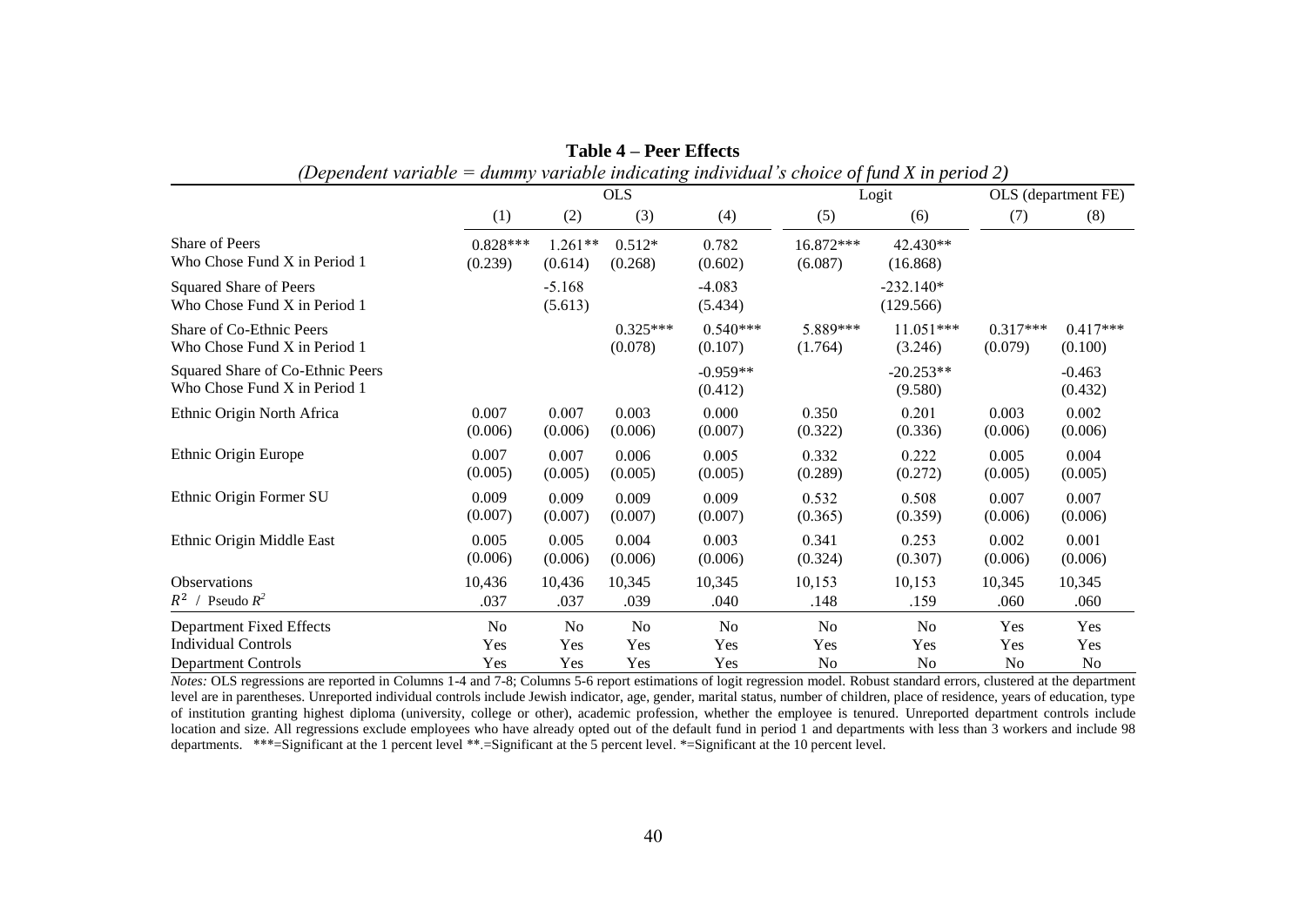**Table 4 – Peer Effects**

*(Dependent variable = dummy variable indicating individual's choice of fund X in period 2)*

| | OLS | | | | Logit | | OLS (department FE) | |
|---|---|---|---|---|---|---|---|---|
| | (1) | (2) | (3) | (4) | (5) | (6) | (7) | (8) |
| Share of Peers Who Chose Fund X in Period 1 | 0.828***<br>(0.239) | 1.261**<br>(0.614) | 0.512*<br>(0.268) | 0.782<br>(0.602) | 16.872***<br>(6.087) | 42.430**<br>(16.868) | | |
| Squared Share of Peers Who Chose Fund X in Period 1 | | -5.168<br>(5.613) | | -4.083<br>(5.434) | | -232.140*<br>(129.566) | | |
| Share of Co-Ethnic Peers Who Chose Fund X in Period 1 | | | 0.325***<br>(0.078) | 0.540***<br>(0.107) | 5.889***<br>(1.764) | 11.051***<br>(3.246) | 0.317***<br>(0.079) | 0.417***<br>(0.100) |
| Squared Share of Co-Ethnic Peers Who Chose Fund X in Period 1 | | | | -0.959**<br>(0.412) | | -20.253**<br>(9.580) | | -0.463<br>(0.432) |
| Ethnic Origin North Africa | 0.007<br>(0.006) | 0.007<br>(0.006) | 0.003<br>(0.006) | 0.000<br>(0.007) | 0.350<br>(0.322) | 0.201<br>(0.336) | 0.003<br>(0.006) | 0.002<br>(0.006) |
| Ethnic Origin Europe | 0.007<br>(0.005) | 0.007<br>(0.005) | 0.006<br>(0.005) | 0.005<br>(0.005) | 0.332<br>(0.289) | 0.222<br>(0.272) | 0.005<br>(0.005) | 0.004<br>(0.005) |
| Ethnic Origin Former SU | 0.009<br>(0.007) | 0.009<br>(0.007) | 0.009<br>(0.007) | 0.009<br>(0.007) | 0.532<br>(0.365) | 0.508<br>(0.359) | 0.007<br>(0.006) | 0.007<br>(0.006) |
| Ethnic Origin Middle East | 0.005<br>(0.006) | 0.005<br>(0.006) | 0.004<br>(0.006) | 0.003<br>(0.006) | 0.341<br>(0.324) | 0.253<br>(0.307) | 0.002<br>(0.006) | 0.001<br>(0.006) |
| Observations | 10,436 | 10,436 | 10,345 | 10,345 | 10,153 | 10,153 | 10,345 | 10,345 |
| $R^2$ / Pseudo $R^2$ | .037 | .037 | .039 | .040 | .148 | .159 | .060 | .060 |
| Department Fixed Effects | No | No | No | No | No | No | Yes | Yes |
| Individual Controls | Yes | Yes | Yes | Yes | Yes | Yes | Yes | Yes |
| Department Controls | Yes | Yes | Yes | Yes | No | No | No | No |

*Notes:* OLS regressions are reported in Columns 1-4 and 7-8; Columns 5-6 report estimations of logit regression model. Robust standard errors, clustered at the department level are in parentheses. Unreported individual controls include Jewish indicator, age, gender, marital status, number of children, place of residence, years of education, type of institution granting highest diploma (university, college or other), academic profession, whether the employee is tenured. Unreported department controls include location and size. All regressions exclude employees who have already opted out of the default fund in period 1 and departments with less than 3 workers and include 98 departments. ***=Significant at the 1 percent level **.=Significant at the 5 percent level. *=Significant at the 10 percent level.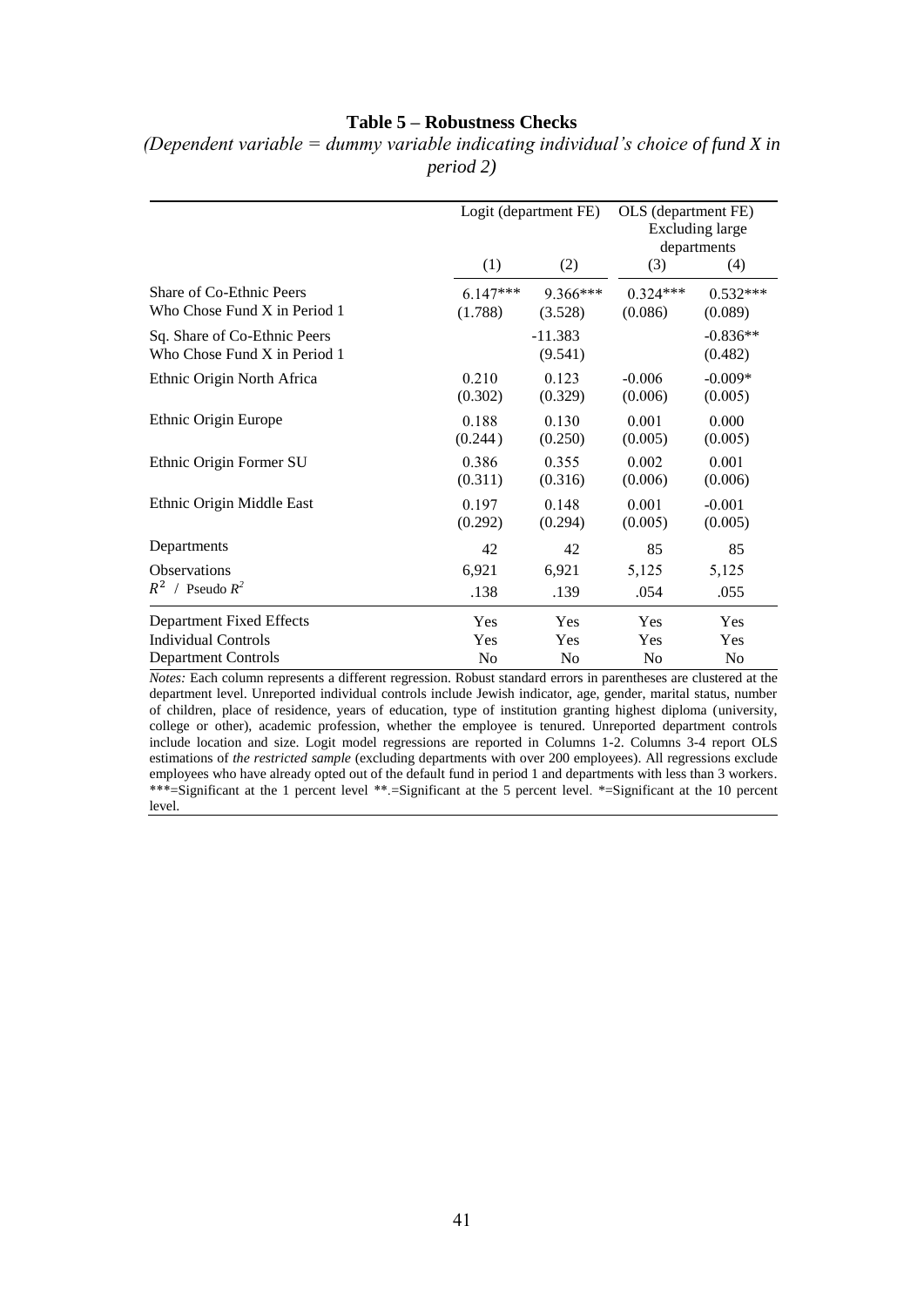### Table 5 – Robustness Checks

*(Dependent variable = dummy variable indicating individual's choice of fund X in period 2)*

| | Logit (department FE) | | OLS (department FE) Excluding large departments | |
|---|---|---|---|---|
| | (1) | (2) | (3) | (4) |
| Share of Co-Ethnic Peers Who Chose Fund X in Period 1 | 6.147*** (1.788) | 9.366*** (3.528) | 0.324*** (0.086) | 0.532*** (0.089) |
| Sq. Share of Co-Ethnic Peers Who Chose Fund X in Period 1 | | -11.383 (9.541) | | -0.836** (0.482) |
| Ethnic Origin North Africa | 0.210 (0.302) | 0.123 (0.329) | -0.006 (0.006) | -0.009* (0.005) |
| Ethnic Origin Europe | 0.188 (0.244) | 0.130 (0.250) | 0.001 (0.005) | 0.000 (0.005) |
| Ethnic Origin Former SU | 0.386 (0.311) | 0.355 (0.316) | 0.002 (0.006) | 0.001 (0.006) |
| Ethnic Origin Middle East | 0.197 (0.292) | 0.148 (0.294) | 0.001 (0.005) | -0.001 (0.005) |
| Departments | 42 | 42 | 85 | 85 |
| Observations | 6,921 | 6,921 | 5,125 | 5,125 |
| $R^2$ / Pseudo $R^2$ | .138 | .139 | .054 | .055 |
| Department Fixed Effects | Yes | Yes | Yes | Yes |
| Individual Controls | Yes | Yes | Yes | Yes |
| Department Controls | No | No | No | No |

*Notes:* Each column represents a different regression. Robust standard errors in parentheses are clustered at the department level. Unreported individual controls include Jewish indicator, age, gender, marital status, number of children, place of residence, years of education, type of institution granting highest diploma (university, college or other), academic profession, whether the employee is tenured. Unreported department controls include location and size. Logit model regressions are reported in Columns 1-2. Columns 3-4 report OLS estimations of *the restricted sample* (excluding departments with over 200 employees). All regressions exclude employees who have already opted out of the default fund in period 1 and departments with less than 3 workers. ***=Significant at the 1 percent level **.=Significant at the 5 percent level. *=Significant at the 10 percent level.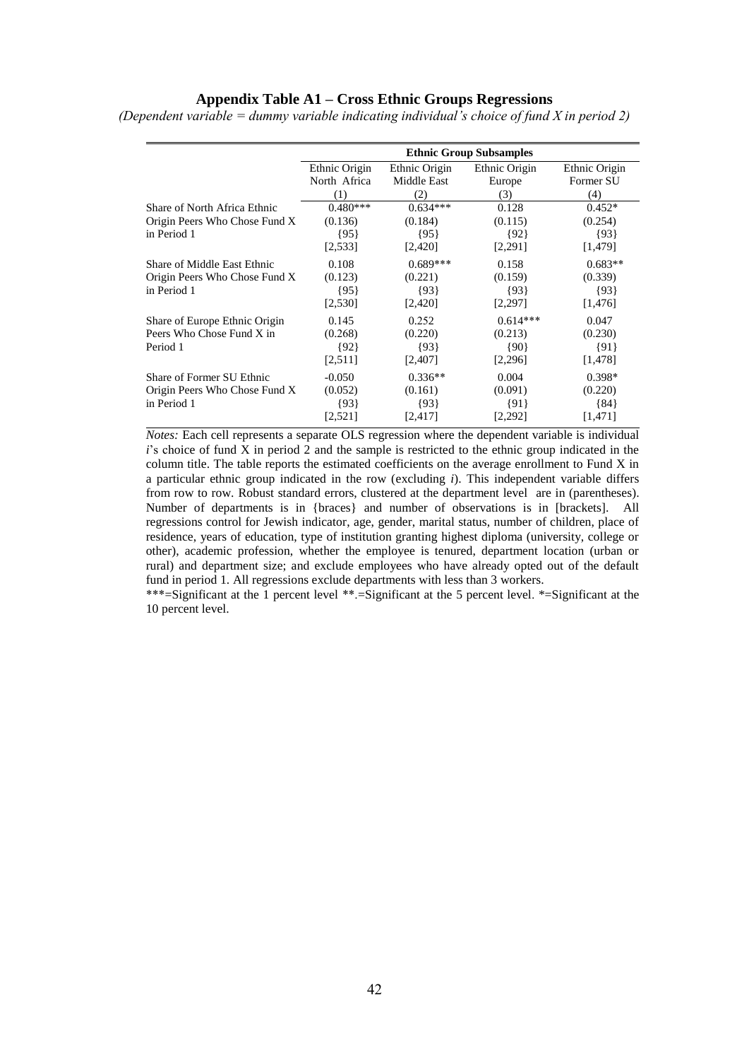**Appendix Table A1 – Cross Ethnic Groups Regressions**

*(Dependent variable = dummy variable indicating individual's choice of fund X in period 2)*

| | Ethnic Group Subsamples | | | |
|---|---|---|---|---|
| | Ethnic Origin North Africa | Ethnic Origin Middle East | Ethnic Origin Europe | Ethnic Origin Former SU |
| | (1) | (2) | (3) | (4) |
| Share of North Africa Ethnic Origin Peers Who Chose Fund X in Period 1 | 0.480*** | 0.634*** | 0.128 | 0.452* |
| | (0.136) | (0.184) | (0.115) | (0.254) |
| | {95} | {95} | {92} | {93} |
| | [2,533] | [2,420] | [2,291] | [1,479] |
| Share of Middle East Ethnic Origin Peers Who Chose Fund X in Period 1 | 0.108 | 0.689*** | 0.158 | 0.683** |
| | (0.123) | (0.221) | (0.159) | (0.339) |
| | {95} | {93} | {93} | {93} |
| | [2,530] | [2,420] | [2,297] | [1,476] |
| Share of Europe Ethnic Origin Peers Who Chose Fund X in Period 1 | 0.145 | 0.252 | 0.614*** | 0.047 |
| | (0.268) | (0.220) | (0.213) | (0.230) |
| | {92} | {93} | {90} | {91} |
| | [2,511] | [2,407] | [2,296] | [1,478] |
| Share of Former SU Ethnic Origin Peers Who Chose Fund X in Period 1 | -0.050 | 0.336** | 0.004 | 0.398* |
| | (0.052) | (0.161) | (0.091) | (0.220) |
| | {93} | {93} | {91} | {84} |
| | [2,521] | [2,417] | [2,292] | [1,471] |

*Notes:* Each cell represents a separate OLS regression where the dependent variable is individual *i*'s choice of fund X in period 2 and the sample is restricted to the ethnic group indicated in the column title. The table reports the estimated coefficients on the average enrollment to Fund X in a particular ethnic group indicated in the row (excluding *i*). This independent variable differs from row to row. Robust standard errors, clustered at the department level are in (parentheses). Number of departments is in {braces} and number of observations is in [brackets]. All regressions control for Jewish indicator, age, gender, marital status, number of children, place of residence, years of education, type of institution granting highest diploma (university, college or other), academic profession, whether the employee is tenured, department location (urban or rural) and department size; and exclude employees who have already opted out of the default fund in period 1. All regressions exclude departments with less than 3 workers.

***=Significant at the 1 percent level **.=Significant at the 5 percent level. *=Significant at the 10 percent level.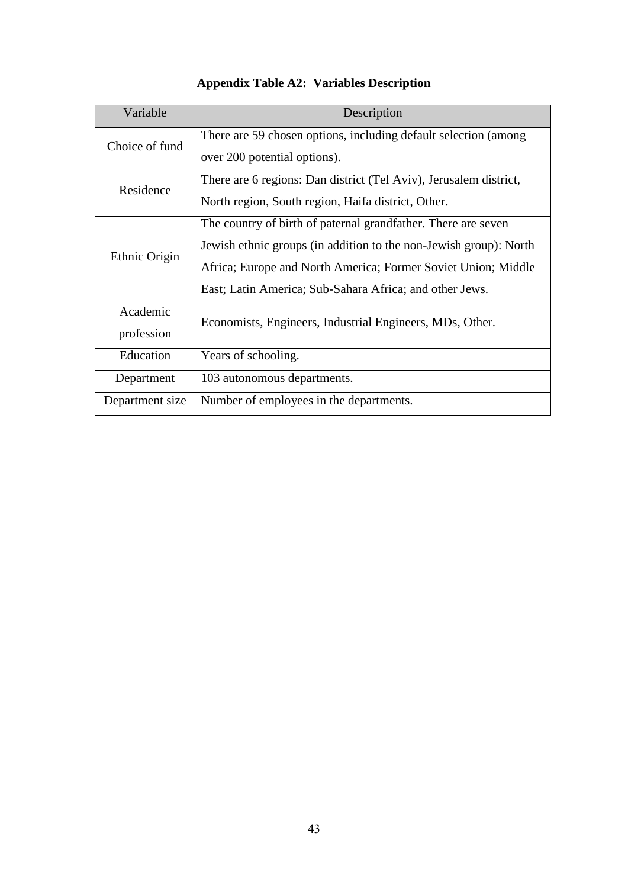**Appendix Table A2: Variables Description**

| Variable | Description |
|---|---|
| Choice of fund | There are 59 chosen options, including default selection (among over 200 potential options). |
| Residence | There are 6 regions: Dan district (Tel Aviv), Jerusalem district, North region, South region, Haifa district, Other. |
| Ethnic Origin | The country of birth of paternal grandfather. There are seven Jewish ethnic groups (in addition to the non-Jewish group): North Africa; Europe and North America; Former Soviet Union; Middle East; Latin America; Sub-Sahara Africa; and other Jews. |
| Academic profession | Economists, Engineers, Industrial Engineers, MDs, Other. |
| Education | Years of schooling. |
| Department | 103 autonomous departments. |
| Department size | Number of employees in the departments. |